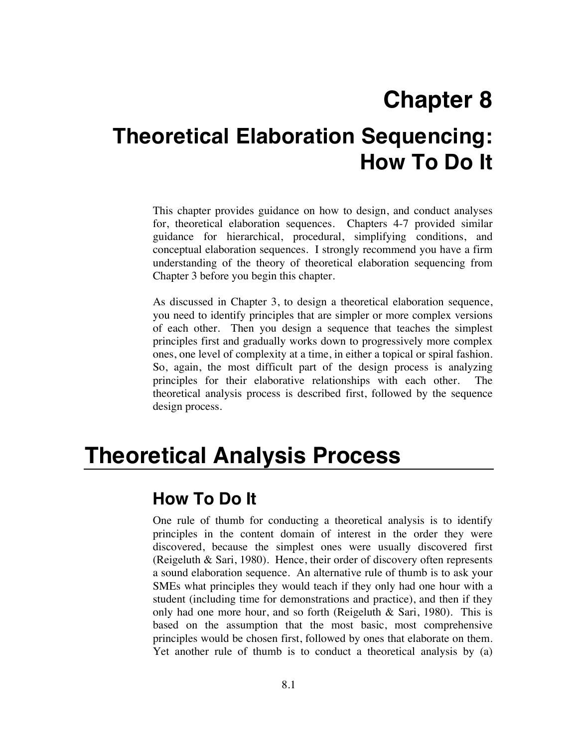# Chapter 8

# Theoretical Elaboration Sequencing: How To Do It

This chapter provides guidance on how to design, and conduct analyses for, theoretical elaboration sequences. Chapters 4-7 provided similar guidance for hierarchical, procedural, simplifying conditions, and conceptual elaboration sequences. I strongly recommend you have a firm understanding of the theory of theoretical elaboration sequencing from Chapter 3 before you begin this chapter.

As discussed in Chapter 3, to design a theoretical elaboration sequence, you need to identify principles that are simpler or more complex versions of each other. Then you design a sequence that teaches the simplest principles first and gradually works down to progressively more complex ones, one level of complexity at a time, in either a topical or spiral fashion. So, again, the most difficult part of the design process is analyzing principles for their elaborative relationships with each other. The theoretical analysis process is described first, followed by the sequence design process.

# Theoretical Analysis Process

## How To Do It

One rule of thumb for conducting a theoretical analysis is to identify principles in the content domain of interest in the order they were discovered, because the simplest ones were usually discovered first (Reigeluth & Sari, 1980). Hence, their order of discovery often represents a sound elaboration sequence. An alternative rule of thumb is to ask your SMEs what principles they would teach if they only had one hour with a student (including time for demonstrations and practice), and then if they only had one more hour, and so forth (Reigeluth & Sari, 1980). This is based on the assumption that the most basic, most comprehensive principles would be chosen first, followed by ones that elaborate on them. Yet another rule of thumb is to conduct a theoretical analysis by (a)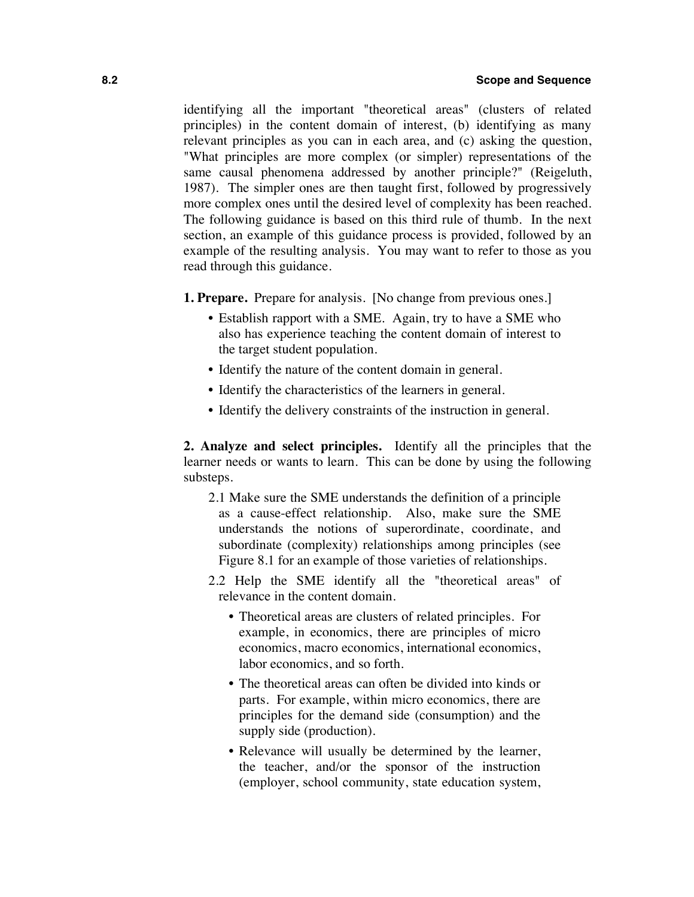identifying all the important "theoretical areas" (clusters of related principles) in the content domain of interest, (b) identifying as many relevant principles as you can in each area, and (c) asking the question, "What principles are more complex (or simpler) representations of the same causal phenomena addressed by another principle?" (Reigeluth, 1987). The simpler ones are then taught first, followed by progressively more complex ones until the desired level of complexity has been reached. The following guidance is based on this third rule of thumb. In the next section, an example of this guidance process is provided, followed by an example of the resulting analysis. You may want to refer to those as you read through this guidance.

**1. Prepare.** Prepare for analysis. [No change from previous ones.]

- Establish rapport with a SME. Again, try to have a SME who also has experience teaching the content domain of interest to the target student population.
- Identify the nature of the content domain in general.
- Identify the characteristics of the learners in general.
- Identify the delivery constraints of the instruction in general.

**2. Analyze and select principles.** Identify all the principles that the learner needs or wants to learn. This can be done by using the following substeps.

2.1 Make sure the SME understands the definition of a principle as a cause-effect relationship. Also, make sure the SME understands the notions of superordinate, coordinate, and subordinate (complexity) relationships among principles (see Figure 8.1 for an example of those varieties of relationships.

2.2 Help the SME identify all the "theoretical areas" of relevance in the content domain.

- Theoretical areas are clusters of related principles. For example, in economics, there are principles of micro economics, macro economics, international economics, labor economics, and so forth.
- The theoretical areas can often be divided into kinds or parts. For example, within micro economics, there are principles for the demand side (consumption) and the supply side (production).
- Relevance will usually be determined by the learner, the teacher, and/or the sponsor of the instruction (employer, school community, state education system,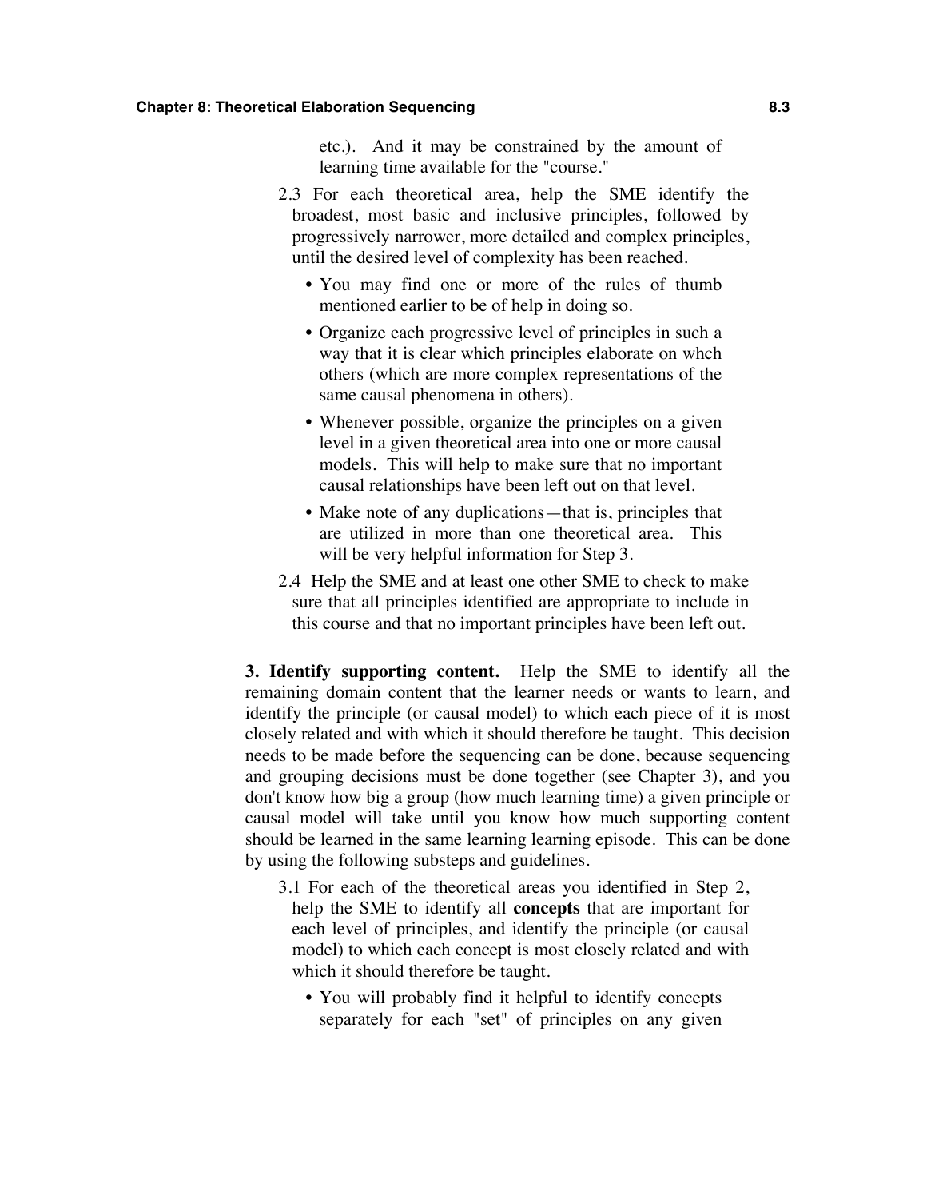etc.). And it may be constrained by the amount of learning time available for the "course."

2.3 For each theoretical area, help the SME identify the broadest, most basic and inclusive principles, followed by progressively narrower, more detailed and complex principles, until the desired level of complexity has been reached.

- You may find one or more of the rules of thumb mentioned earlier to be of help in doing so.
- Organize each progressive level of principles in such a way that it is clear which principles elaborate on whch others (which are more complex representations of the same causal phenomena in others).
- Whenever possible, organize the principles on a given level in a given theoretical area into one or more causal models. This will help to make sure that no important causal relationships have been left out on that level.
- Make note of any duplications—that is, principles that are utilized in more than one theoretical area. This will be very helpful information for Step 3.

2.4 Help the SME and at least one other SME to check to make sure that all principles identified are appropriate to include in this course and that no important principles have been left out.

**3. Identify supporting content.** Help the SME to identify all the remaining domain content that the learner needs or wants to learn, and identify the principle (or causal model) to which each piece of it is most closely related and with which it should therefore be taught. This decision needs to be made before the sequencing can be done, because sequencing and grouping decisions must be done together (see Chapter 3), and you don't know how big a group (how much learning time) a given principle or causal model will take until you know how much supporting content should be learned in the same learning learning episode. This can be done by using the following substeps and guidelines.

3.1 For each of the theoretical areas you identified in Step 2, help the SME to identify all **concepts** that are important for each level of principles, and identify the principle (or causal model) to which each concept is most closely related and with which it should therefore be taught.

- You will probably find it helpful to identify concepts separately for each "set" of principles on any given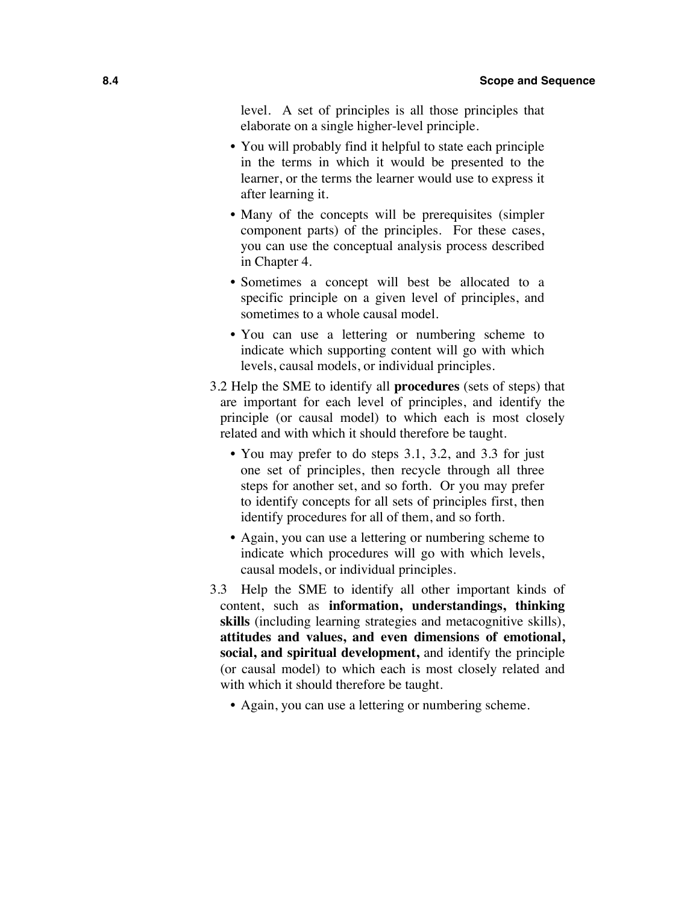level. A set of principles is all those principles that elaborate on a single higher-level principle.

- You will probably find it helpful to state each principle in the terms in which it would be presented to the learner, or the terms the learner would use to express it after learning it.
- Many of the concepts will be prerequisites (simpler component parts) of the principles. For these cases, you can use the conceptual analysis process described in Chapter 4.
- Sometimes a concept will best be allocated to a specific principle on a given level of principles, and sometimes to a whole causal model.
- You can use a lettering or numbering scheme to indicate which supporting content will go with which levels, causal models, or individual principles.

3.2 Help the SME to identify all **procedures** (sets of steps) that are important for each level of principles, and identify the principle (or causal model) to which each is most closely related and with which it should therefore be taught.

- You may prefer to do steps 3.1, 3.2, and 3.3 for just one set of principles, then recycle through all three steps for another set, and so forth. Or you may prefer to identify concepts for all sets of principles first, then identify procedures for all of them, and so forth.
- Again, you can use a lettering or numbering scheme to indicate which procedures will go with which levels, causal models, or individual principles.

3.3 Help the SME to identify all other important kinds of content, such as **information, understandings, thinking skills** (including learning strategies and metacognitive skills), **attitudes and values, and even dimensions of emotional, social, and spiritual development,** and identify the principle (or causal model) to which each is most closely related and with which it should therefore be taught.

- Again, you can use a lettering or numbering scheme.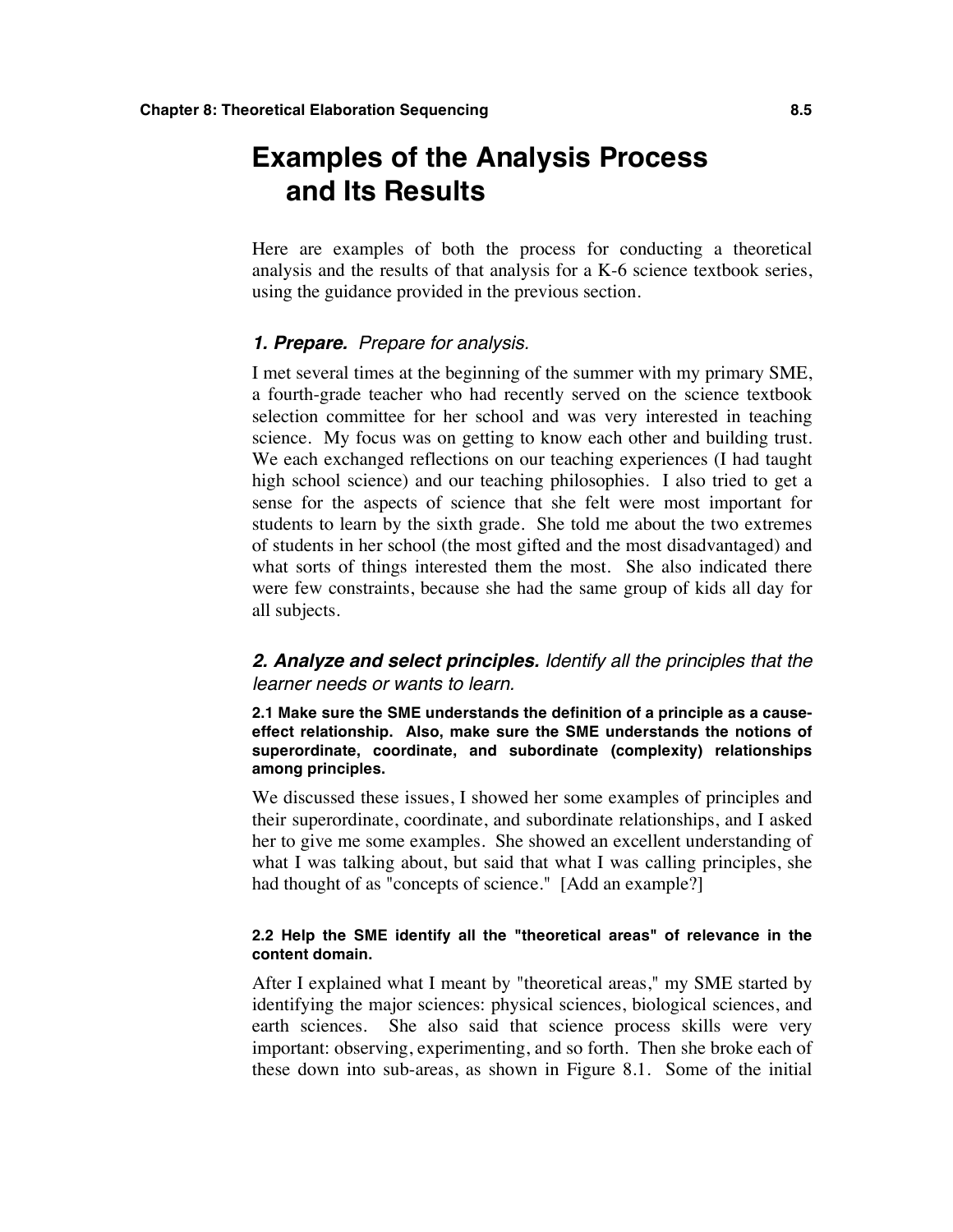# Examples of the Analysis Process and Its Results

Here are examples of both the process for conducting a theoretical analysis and the results of that analysis for a K-6 science textbook series, using the guidance provided in the previous section.

### ***1. Prepare.*** *Prepare for analysis.*

I met several times at the beginning of the summer with my primary SME, a fourth-grade teacher who had recently served on the science textbook selection committee for her school and was very interested in teaching science. My focus was on getting to know each other and building trust. We each exchanged reflections on our teaching experiences (I had taught high school science) and our teaching philosophies. I also tried to get a sense for the aspects of science that she felt were most important for students to learn by the sixth grade. She told me about the two extremes of students in her school (the most gifted and the most disadvantaged) and what sorts of things interested them the most. She also indicated there were few constraints, because she had the same group of kids all day for all subjects.

### ***2. Analyze and select principles.*** *Identify all the principles that the learner needs or wants to learn.*

**2.1 Make sure the SME understands the definition of a principle as a cause-effect relationship. Also, make sure the SME understands the notions of superordinate, coordinate, and subordinate (complexity) relationships among principles.**

We discussed these issues, I showed her some examples of principles and their superordinate, coordinate, and subordinate relationships, and I asked her to give me some examples. She showed an excellent understanding of what I was talking about, but said that what I was calling principles, she had thought of as "concepts of science." [Add an example?]

**2.2 Help the SME identify all the "theoretical areas" of relevance in the content domain.**

After I explained what I meant by "theoretical areas," my SME started by identifying the major sciences: physical sciences, biological sciences, and earth sciences. She also said that science process skills were very important: observing, experimenting, and so forth. Then she broke each of these down into sub-areas, as shown in Figure 8.1. Some of the initial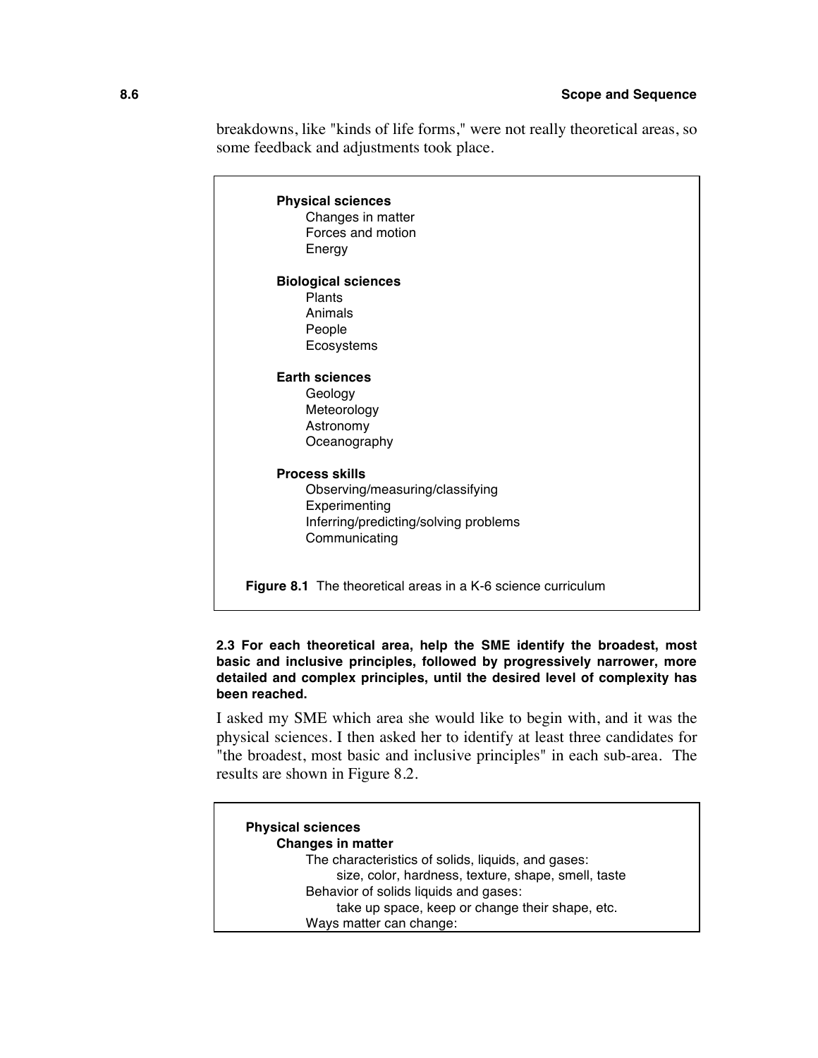breakdowns, like "kinds of life forms," were not really theoretical areas, so some feedback and adjustments took place.

**Physical sciences**
- Changes in matter
- Forces and motion
- Energy

**Biological sciences**
- Plants
- Animals
- People
- Ecosystems

**Earth sciences**
- Geology
- Meteorology
- Astronomy
- Oceanography

**Process skills**
- Observing/measuring/classifying
- Experimenting
- Inferring/predicting/solving problems
- Communicating

**Figure 8.1** The theoretical areas in a K-6 science curriculum

**2.3 For each theoretical area, help the SME identify the broadest, most basic and inclusive principles, followed by progressively narrower, more detailed and complex principles, until the desired level of complexity has been reached.**

I asked my SME which area she would like to begin with, and it was the physical sciences. I then asked her to identify at least three candidates for "the broadest, most basic and inclusive principles" in each sub-area. The results are shown in Figure 8.2.

**Physical sciences**
- **Changes in matter**
  - The characteristics of solids, liquids, and gases:
    - size, color, hardness, texture, shape, smell, taste
  - Behavior of solids liquids and gases:
    - take up space, keep or change their shape, etc.
  - Ways matter can change: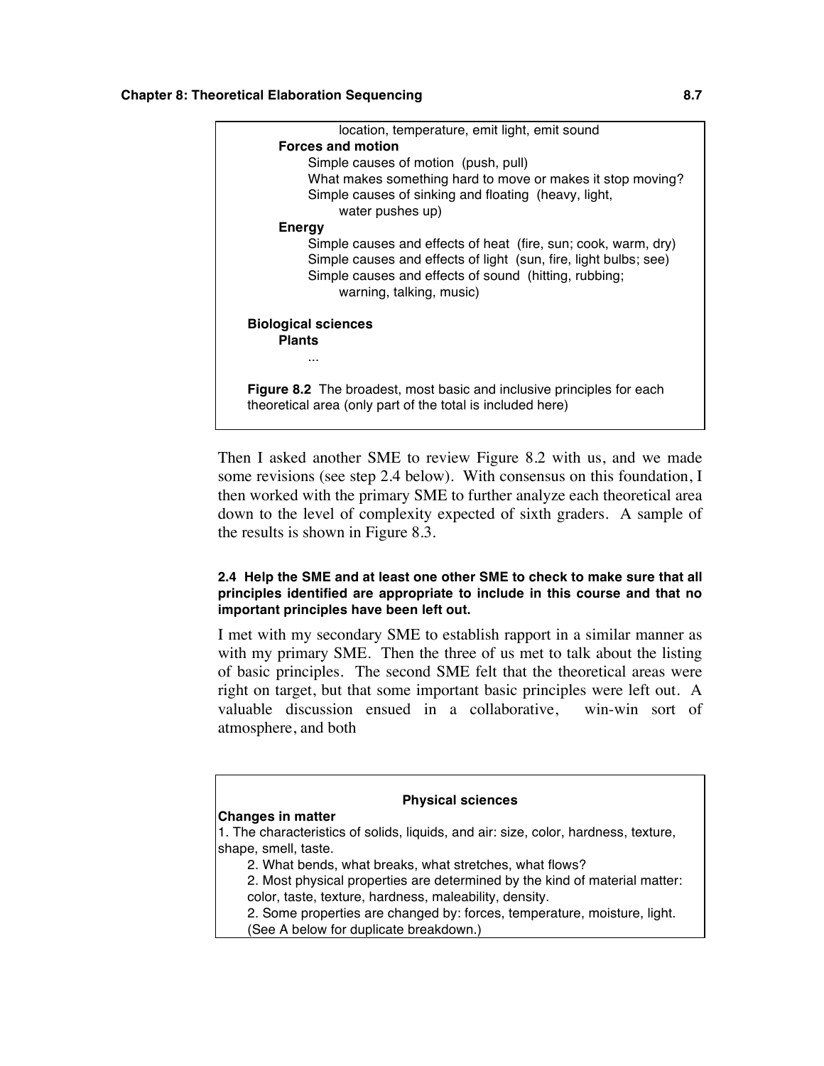location, temperature, emit light, emit sound

**Forces and motion**

Simple causes of motion (push, pull)

What makes something hard to move or makes it stop moving?

Simple causes of sinking and floating (heavy, light, water pushes up)

**Energy**

Simple causes and effects of heat (fire, sun; cook, warm, dry)

Simple causes and effects of light (sun, fire, light bulbs; see)

Simple causes and effects of sound (hitting, rubbing; warning, talking, music)

**Biological sciences**

**Plants**

...

**Figure 8.2** The broadest, most basic and inclusive principles for each theoretical area (only part of the total is included here)

Then I asked another SME to review Figure 8.2 with us, and we made some revisions (see step 2.4 below). With consensus on this foundation, I then worked with the primary SME to further analyze each theoretical area down to the level of complexity expected of sixth graders. A sample of the results is shown in Figure 8.3.

#### 2.4 Help the SME and at least one other SME to check to make sure that all principles identified are appropriate to include in this course and that no important principles have been left out.

I met with my secondary SME to establish rapport in a similar manner as with my primary SME. Then the three of us met to talk about the listing of basic principles. The second SME felt that the theoretical areas were right on target, but that some important basic principles were left out. A valuable discussion ensued in a collaborative, win-win sort of atmosphere, and both

**Physical sciences**

**Changes in matter**

1. The characteristics of solids, liquids, and air: size, color, hardness, texture, shape, smell, taste.

   2. What bends, what breaks, what stretches, what flows?

   2. Most physical properties are determined by the kind of material matter: color, taste, texture, hardness, maleability, density.

   2. Some properties are changed by: forces, temperature, moisture, light. (See A below for duplicate breakdown.)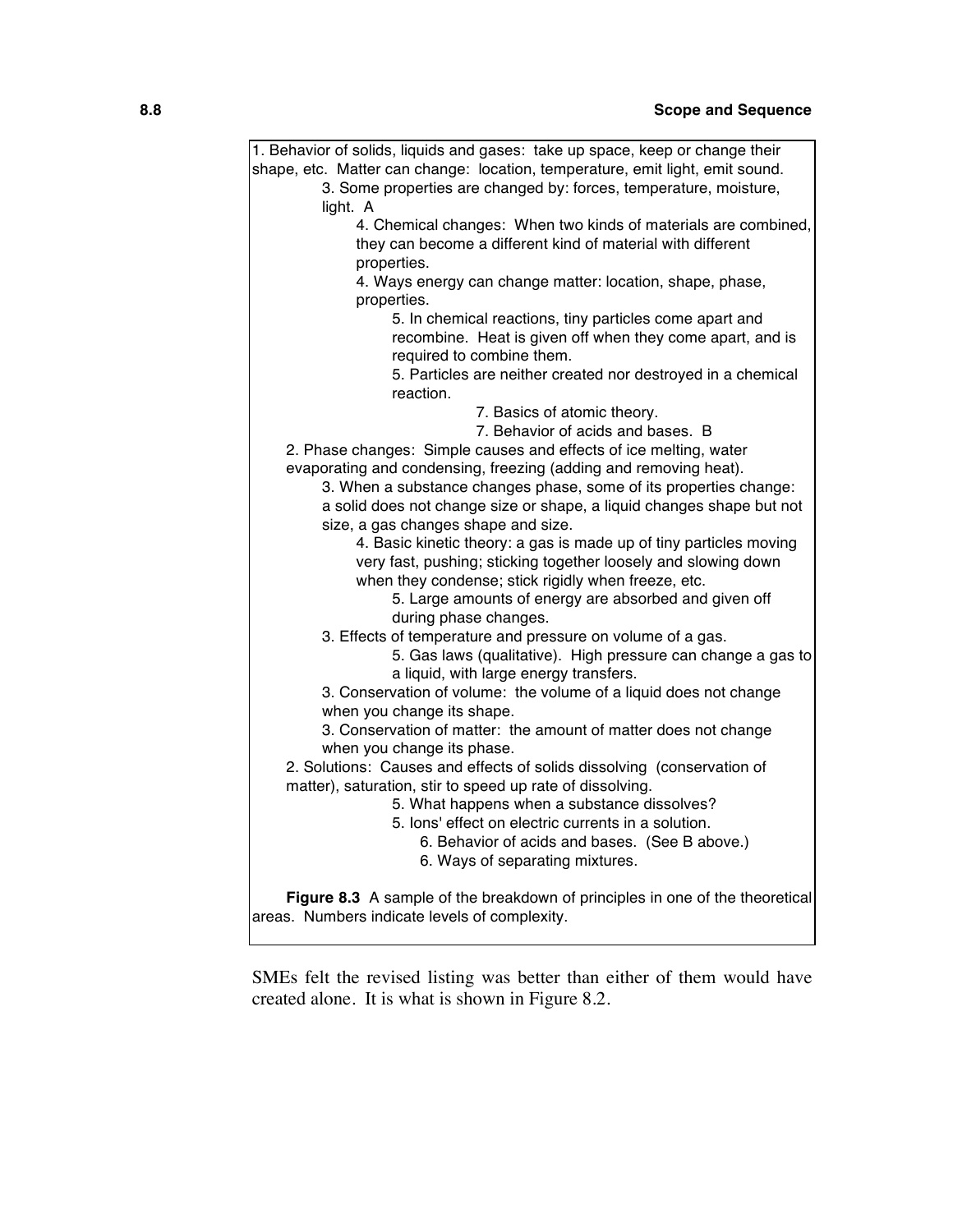1. Behavior of solids, liquids and gases: take up space, keep or change their shape, etc. Matter can change: location, temperature, emit light, emit sound.

- 3. Some properties are changed by: forces, temperature, moisture, light. A
  - 4. Chemical changes: When two kinds of materials are combined, they can become a different kind of material with different properties.
  - 4. Ways energy can change matter: location, shape, phase, properties.
    - 5. In chemical reactions, tiny particles come apart and recombine. Heat is given off when they come apart, and is required to combine them.
    - 5. Particles are neither created nor destroyed in a chemical reaction.
      - 7. Basics of atomic theory.
      - 7. Behavior of acids and bases. B

2. Phase changes: Simple causes and effects of ice melting, water evaporating and condensing, freezing (adding and removing heat).

- 3. When a substance changes phase, some of its properties change: a solid does not change size or shape, a liquid changes shape but not size, a gas changes shape and size.
  - 4. Basic kinetic theory: a gas is made up of tiny particles moving very fast, pushing; sticking together loosely and slowing down when they condense; stick rigidly when freeze, etc.
    - 5. Large amounts of energy are absorbed and given off during phase changes.
- 3. Effects of temperature and pressure on volume of a gas.
    - 5. Gas laws (qualitative). High pressure can change a gas to a liquid, with large energy transfers.
- 3. Conservation of volume: the volume of a liquid does not change when you change its shape.
- 3. Conservation of matter: the amount of matter does not change when you change its phase.

2. Solutions: Causes and effects of solids dissolving (conservation of matter), saturation, stir to speed up rate of dissolving.

- 5. What happens when a substance dissolves?
- 5. Ions' effect on electric currents in a solution.
  - 6. Behavior of acids and bases. (See B above.)
  - 6. Ways of separating mixtures.

**Figure 8.3** A sample of the breakdown of principles in one of the theoretical areas. Numbers indicate levels of complexity.

SMEs felt the revised listing was better than either of them would have created alone. It is what is shown in Figure 8.2.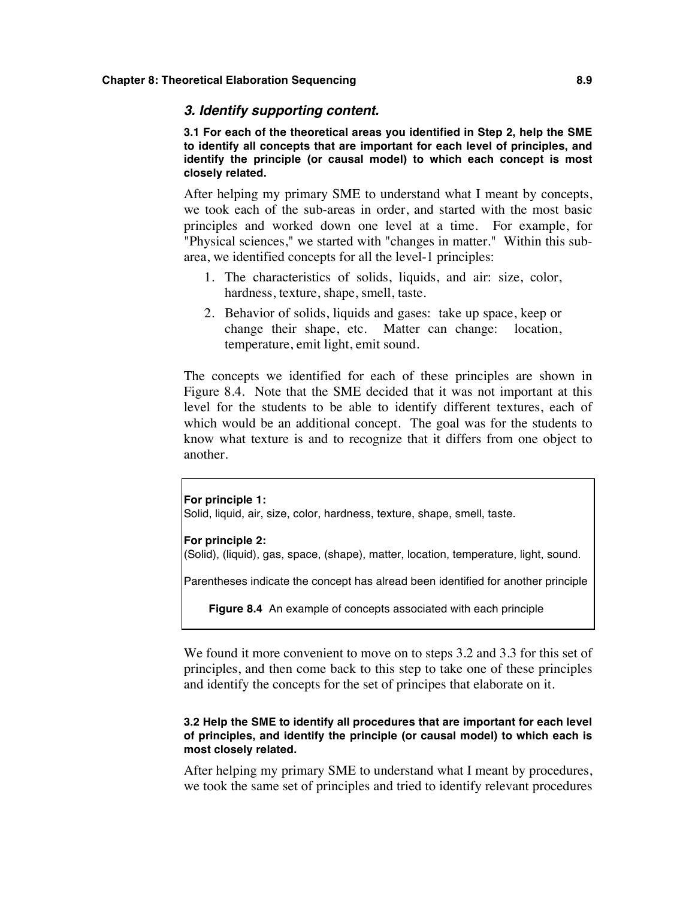### *3. Identify supporting content.*

**3.1 For each of the theoretical areas you identified in Step 2, help the SME to identify all concepts that are important for each level of principles, and identify the principle (or causal model) to which each concept is most closely related.**

After helping my primary SME to understand what I meant by concepts, we took each of the sub-areas in order, and started with the most basic principles and worked down one level at a time. For example, for "Physical sciences," we started with "changes in matter." Within this sub-area, we identified concepts for all the level-1 principles:

1. The characteristics of solids, liquids, and air: size, color, hardness, texture, shape, smell, taste.
2. Behavior of solids, liquids and gases: take up space, keep or change their shape, etc. Matter can change: location, temperature, emit light, emit sound.

The concepts we identified for each of these principles are shown in Figure 8.4. Note that the SME decided that it was not important at this level for the students to be able to identify different textures, each of which would be an additional concept. The goal was for the students to know what texture is and to recognize that it differs from one object to another.

**For principle 1:**
Solid, liquid, air, size, color, hardness, texture, shape, smell, taste.

**For principle 2:**
(Solid), (liquid), gas, space, (shape), matter, location, temperature, light, sound.

Parentheses indicate the concept has alread been identified for another principle

**Figure 8.4** An example of concepts associated with each principle

We found it more convenient to move on to steps 3.2 and 3.3 for this set of principles, and then come back to this step to take one of these principles and identify the concepts for the set of principes that elaborate on it.

**3.2 Help the SME to identify all procedures that are important for each level of principles, and identify the principle (or causal model) to which each is most closely related.**

After helping my primary SME to understand what I meant by procedures, we took the same set of principles and tried to identify relevant procedures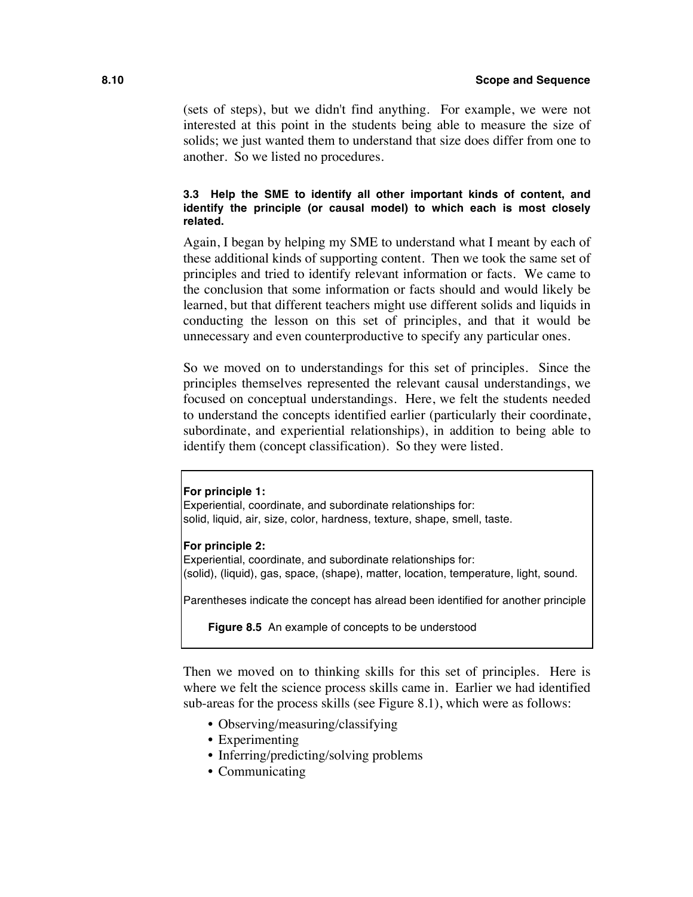(sets of steps), but we didn't find anything. For example, we were not interested at this point in the students being able to measure the size of solids; we just wanted them to understand that size does differ from one to another. So we listed no procedures.

#### 3.3 Help the SME to identify all other important kinds of content, and identify the principle (or causal model) to which each is most closely related.

Again, I began by helping my SME to understand what I meant by each of these additional kinds of supporting content. Then we took the same set of principles and tried to identify relevant information or facts. We came to the conclusion that some information or facts should and would likely be learned, but that different teachers might use different solids and liquids in conducting the lesson on this set of principles, and that it would be unnecessary and even counterproductive to specify any particular ones.

So we moved on to understandings for this set of principles. Since the principles themselves represented the relevant causal understandings, we focused on conceptual understandings. Here, we felt the students needed to understand the concepts identified earlier (particularly their coordinate, subordinate, and experiential relationships), in addition to being able to identify them (concept classification). So they were listed.

**For principle 1:**
Experiential, coordinate, and subordinate relationships for:
solid, liquid, air, size, color, hardness, texture, shape, smell, taste.

**For principle 2:**
Experiential, coordinate, and subordinate relationships for:
(solid), (liquid), gas, space, (shape), matter, location, temperature, light, sound.

Parentheses indicate the concept has alread been identified for another principle

**Figure 8.5** An example of concepts to be understood

Then we moved on to thinking skills for this set of principles. Here is where we felt the science process skills came in. Earlier we had identified sub-areas for the process skills (see Figure 8.1), which were as follows:

- Observing/measuring/classifying
- Experimenting
- Inferring/predicting/solving problems
- Communicating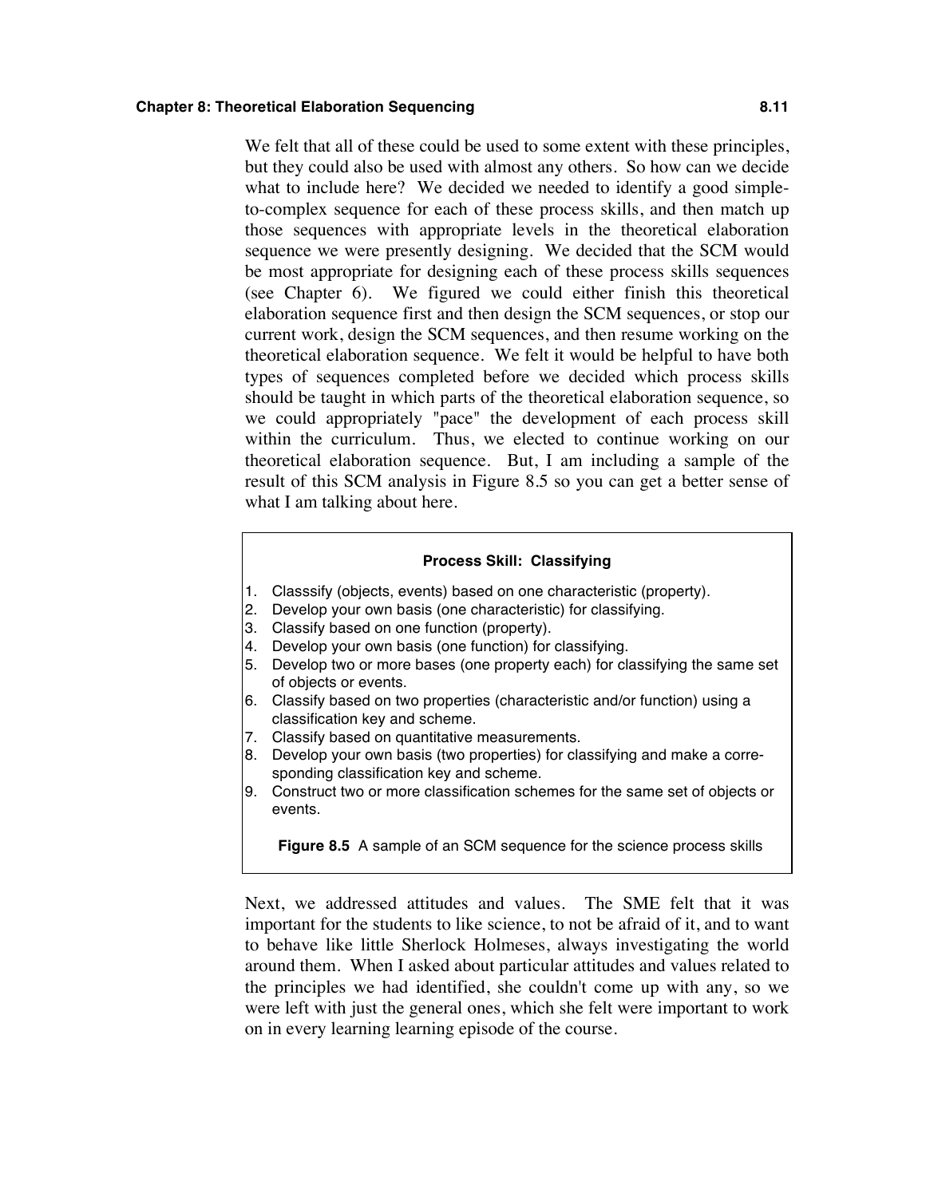We felt that all of these could be used to some extent with these principles, but they could also be used with almost any others. So how can we decide what to include here? We decided we needed to identify a good simple-to-complex sequence for each of these process skills, and then match up those sequences with appropriate levels in the theoretical elaboration sequence we were presently designing. We decided that the SCM would be most appropriate for designing each of these process skills sequences (see Chapter 6). We figured we could either finish this theoretical elaboration sequence first and then design the SCM sequences, or stop our current work, design the SCM sequences, and then resume working on the theoretical elaboration sequence. We felt it would be helpful to have both types of sequences completed before we decided which process skills should be taught in which parts of the theoretical elaboration sequence, so we could appropriately "pace" the development of each process skill within the curriculum. Thus, we elected to continue working on our theoretical elaboration sequence. But, I am including a sample of the result of this SCM analysis in Figure 8.5 so you can get a better sense of what I am talking about here.

**Process Skill: Classifying**

1. Classsify (objects, events) based on one characteristic (property).
2. Develop your own basis (one characteristic) for classifying.
3. Classify based on one function (property).
4. Develop your own basis (one function) for classifying.
5. Develop two or more bases (one property each) for classifying the same set of objects or events.
6. Classify based on two properties (characteristic and/or function) using a classification key and scheme.
7. Classify based on quantitative measurements.
8. Develop your own basis (two properties) for classifying and make a corresponding classification key and scheme.
9. Construct two or more classification schemes for the same set of objects or events.

**Figure 8.5** A sample of an SCM sequence for the science process skills

Next, we addressed attitudes and values. The SME felt that it was important for the students to like science, to not be afraid of it, and to want to behave like little Sherlock Holmeses, always investigating the world around them. When I asked about particular attitudes and values related to the principles we had identified, she couldn't come up with any, so we were left with just the general ones, which she felt were important to work on in every learning learning episode of the course.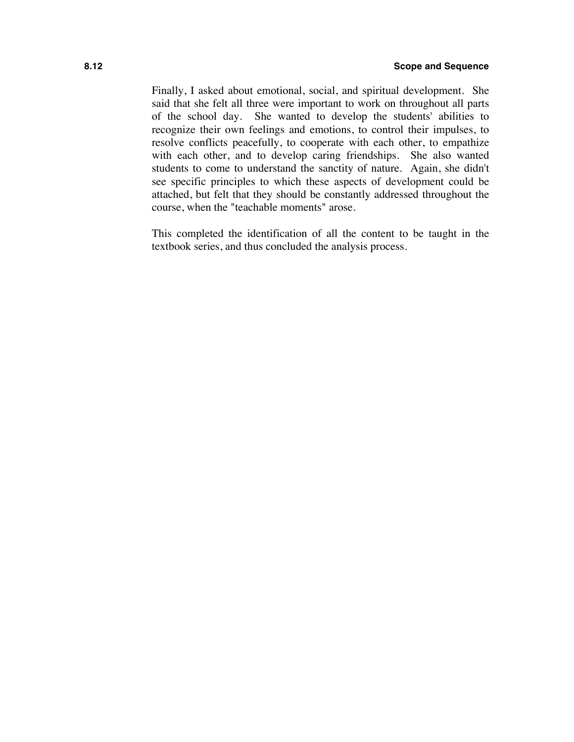Finally, I asked about emotional, social, and spiritual development. She said that she felt all three were important to work on throughout all parts of the school day. She wanted to develop the students' abilities to recognize their own feelings and emotions, to control their impulses, to resolve conflicts peacefully, to cooperate with each other, to empathize with each other, and to develop caring friendships. She also wanted students to come to understand the sanctity of nature. Again, she didn't see specific principles to which these aspects of development could be attached, but felt that they should be constantly addressed throughout the course, when the "teachable moments" arose.

This completed the identification of all the content to be taught in the textbook series, and thus concluded the analysis process.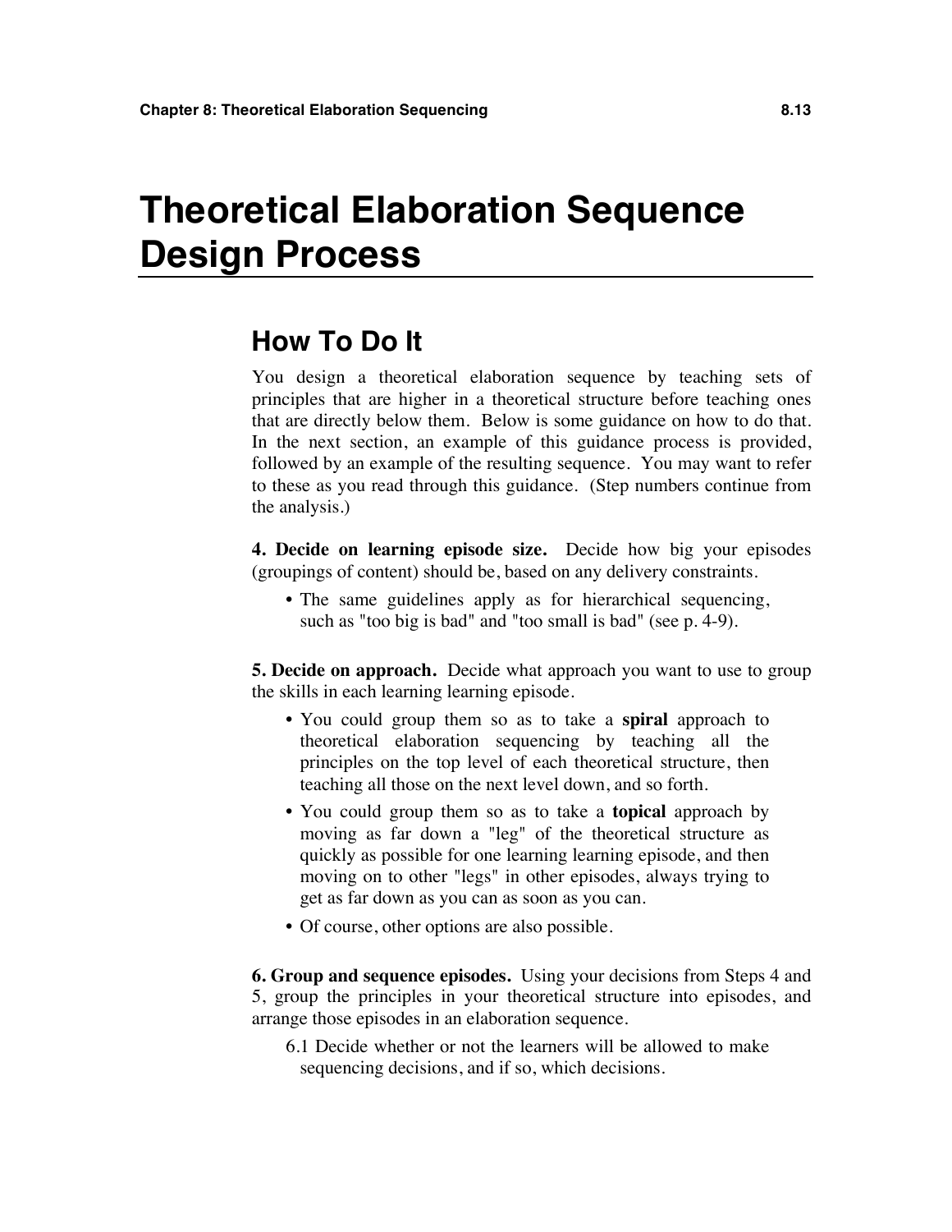# Theoretical Elaboration Sequence Design Process

## How To Do It

You design a theoretical elaboration sequence by teaching sets of principles that are higher in a theoretical structure before teaching ones that are directly below them. Below is some guidance on how to do that. In the next section, an example of this guidance process is provided, followed by an example of the resulting sequence. You may want to refer to these as you read through this guidance. (Step numbers continue from the analysis.)

**4. Decide on learning episode size.** Decide how big your episodes (groupings of content) should be, based on any delivery constraints.

- The same guidelines apply as for hierarchical sequencing, such as "too big is bad" and "too small is bad" (see p. 4-9).

**5. Decide on approach.** Decide what approach you want to use to group the skills in each learning learning episode.

- You could group them so as to take a **spiral** approach to theoretical elaboration sequencing by teaching all the principles on the top level of each theoretical structure, then teaching all those on the next level down, and so forth.
- You could group them so as to take a **topical** approach by moving as far down a "leg" of the theoretical structure as quickly as possible for one learning learning episode, and then moving on to other "legs" in other episodes, always trying to get as far down as you can as soon as you can.
- Of course, other options are also possible.

**6. Group and sequence episodes.** Using your decisions from Steps 4 and 5, group the principles in your theoretical structure into episodes, and arrange those episodes in an elaboration sequence.

6.1 Decide whether or not the learners will be allowed to make sequencing decisions, and if so, which decisions.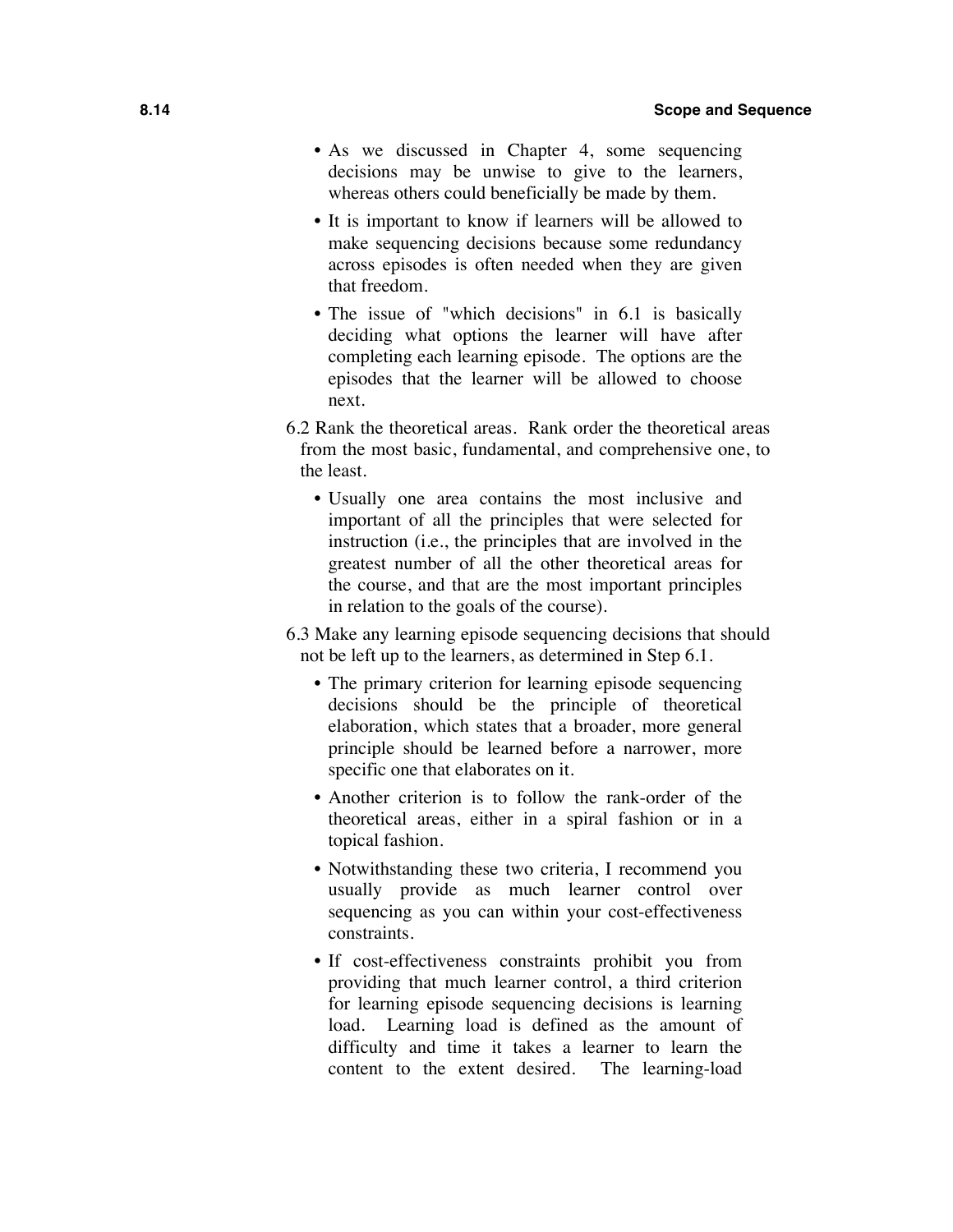- As we discussed in Chapter 4, some sequencing decisions may be unwise to give to the learners, whereas others could beneficially be made by them.
- It is important to know if learners will be allowed to make sequencing decisions because some redundancy across episodes is often needed when they are given that freedom.
- The issue of "which decisions" in 6.1 is basically deciding what options the learner will have after completing each learning episode. The options are the episodes that the learner will be allowed to choose next.

6.2 Rank the theoretical areas. Rank order the theoretical areas from the most basic, fundamental, and comprehensive one, to the least.

- Usually one area contains the most inclusive and important of all the principles that were selected for instruction (i.e., the principles that are involved in the greatest number of all the other theoretical areas for the course, and that are the most important principles in relation to the goals of the course).

6.3 Make any learning episode sequencing decisions that should not be left up to the learners, as determined in Step 6.1.

- The primary criterion for learning episode sequencing decisions should be the principle of theoretical elaboration, which states that a broader, more general principle should be learned before a narrower, more specific one that elaborates on it.
- Another criterion is to follow the rank-order of the theoretical areas, either in a spiral fashion or in a topical fashion.
- Notwithstanding these two criteria, I recommend you usually provide as much learner control over sequencing as you can within your cost-effectiveness constraints.
- If cost-effectiveness constraints prohibit you from providing that much learner control, a third criterion for learning episode sequencing decisions is learning load. Learning load is defined as the amount of difficulty and time it takes a learner to learn the content to the extent desired. The learning-load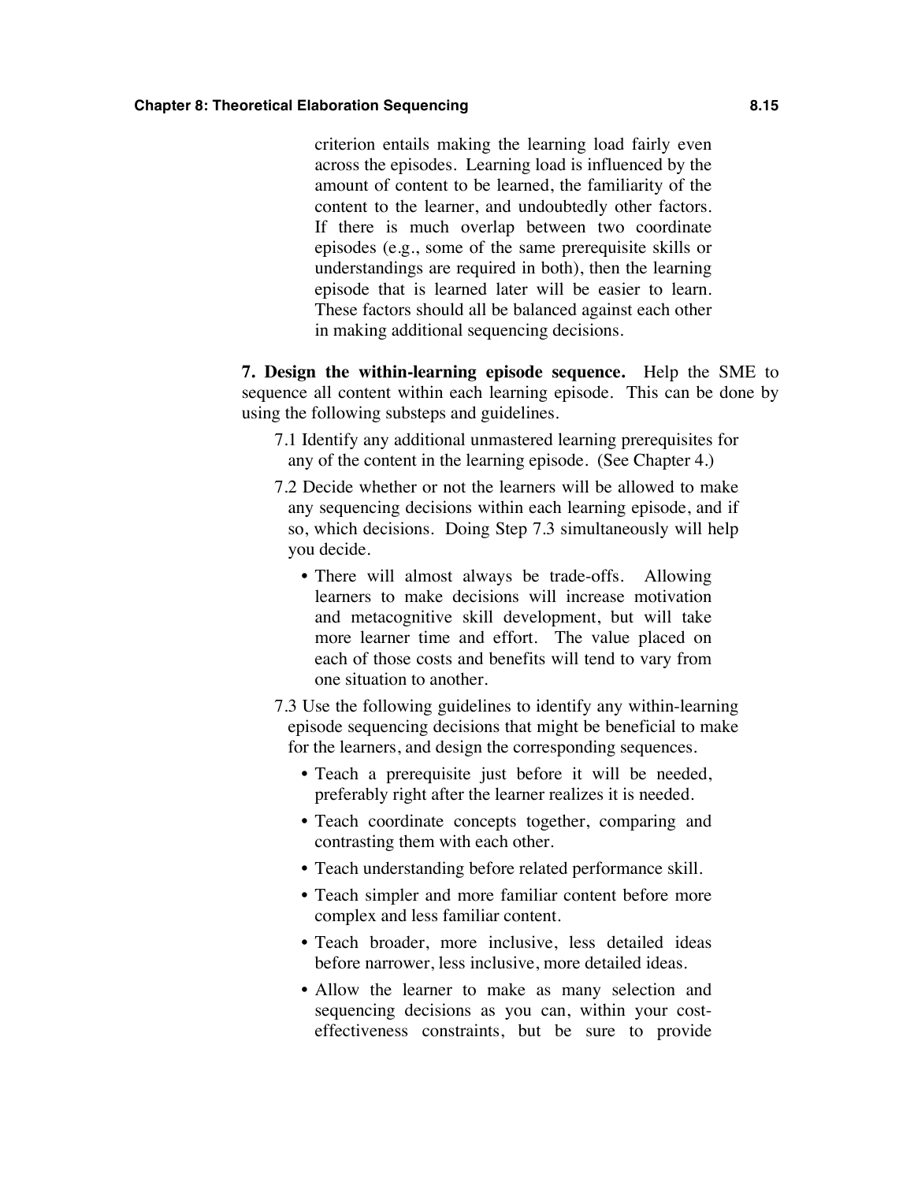criterion entails making the learning load fairly even across the episodes. Learning load is influenced by the amount of content to be learned, the familiarity of the content to the learner, and undoubtedly other factors. If there is much overlap between two coordinate episodes (e.g., some of the same prerequisite skills or understandings are required in both), then the learning episode that is learned later will be easier to learn. These factors should all be balanced against each other in making additional sequencing decisions.

**7. Design the within-learning episode sequence.** Help the SME to sequence all content within each learning episode. This can be done by using the following substeps and guidelines.

7.1 Identify any additional unmastered learning prerequisites for any of the content in the learning episode. (See Chapter 4.)

7.2 Decide whether or not the learners will be allowed to make any sequencing decisions within each learning episode, and if so, which decisions. Doing Step 7.3 simultaneously will help you decide.

- There will almost always be trade-offs. Allowing learners to make decisions will increase motivation and metacognitive skill development, but will take more learner time and effort. The value placed on each of those costs and benefits will tend to vary from one situation to another.

7.3 Use the following guidelines to identify any within-learning episode sequencing decisions that might be beneficial to make for the learners, and design the corresponding sequences.

- Teach a prerequisite just before it will be needed, preferably right after the learner realizes it is needed.
- Teach coordinate concepts together, comparing and contrasting them with each other.
- Teach understanding before related performance skill.
- Teach simpler and more familiar content before more complex and less familiar content.
- Teach broader, more inclusive, less detailed ideas before narrower, less inclusive, more detailed ideas.
- Allow the learner to make as many selection and sequencing decisions as you can, within your cost-effectiveness constraints, but be sure to provide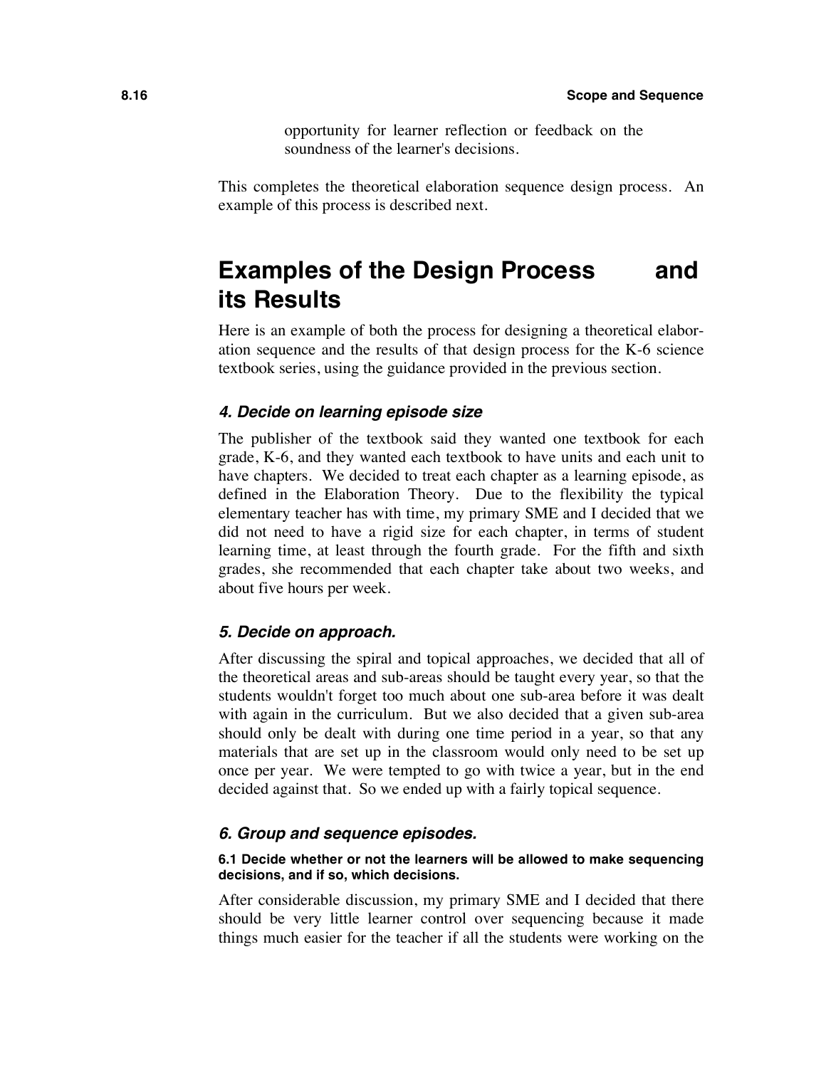opportunity for learner reflection or feedback on the soundness of the learner's decisions.

This completes the theoretical elaboration sequence design process. An example of this process is described next.

# Examples of the Design Process and its Results

Here is an example of both the process for designing a theoretical elaboration sequence and the results of that design process for the K-6 science textbook series, using the guidance provided in the previous section.

### *4. Decide on learning episode size*

The publisher of the textbook said they wanted one textbook for each grade, K-6, and they wanted each textbook to have units and each unit to have chapters. We decided to treat each chapter as a learning episode, as defined in the Elaboration Theory. Due to the flexibility the typical elementary teacher has with time, my primary SME and I decided that we did not need to have a rigid size for each chapter, in terms of student learning time, at least through the fourth grade. For the fifth and sixth grades, she recommended that each chapter take about two weeks, and about five hours per week.

### *5. Decide on approach.*

After discussing the spiral and topical approaches, we decided that all of the theoretical areas and sub-areas should be taught every year, so that the students wouldn't forget too much about one sub-area before it was dealt with again in the curriculum. But we also decided that a given sub-area should only be dealt with during one time period in a year, so that any materials that are set up in the classroom would only need to be set up once per year. We were tempted to go with twice a year, but in the end decided against that. So we ended up with a fairly topical sequence.

### *6. Group and sequence episodes.*

#### 6.1 Decide whether or not the learners will be allowed to make sequencing decisions, and if so, which decisions.

After considerable discussion, my primary SME and I decided that there should be very little learner control over sequencing because it made things much easier for the teacher if all the students were working on the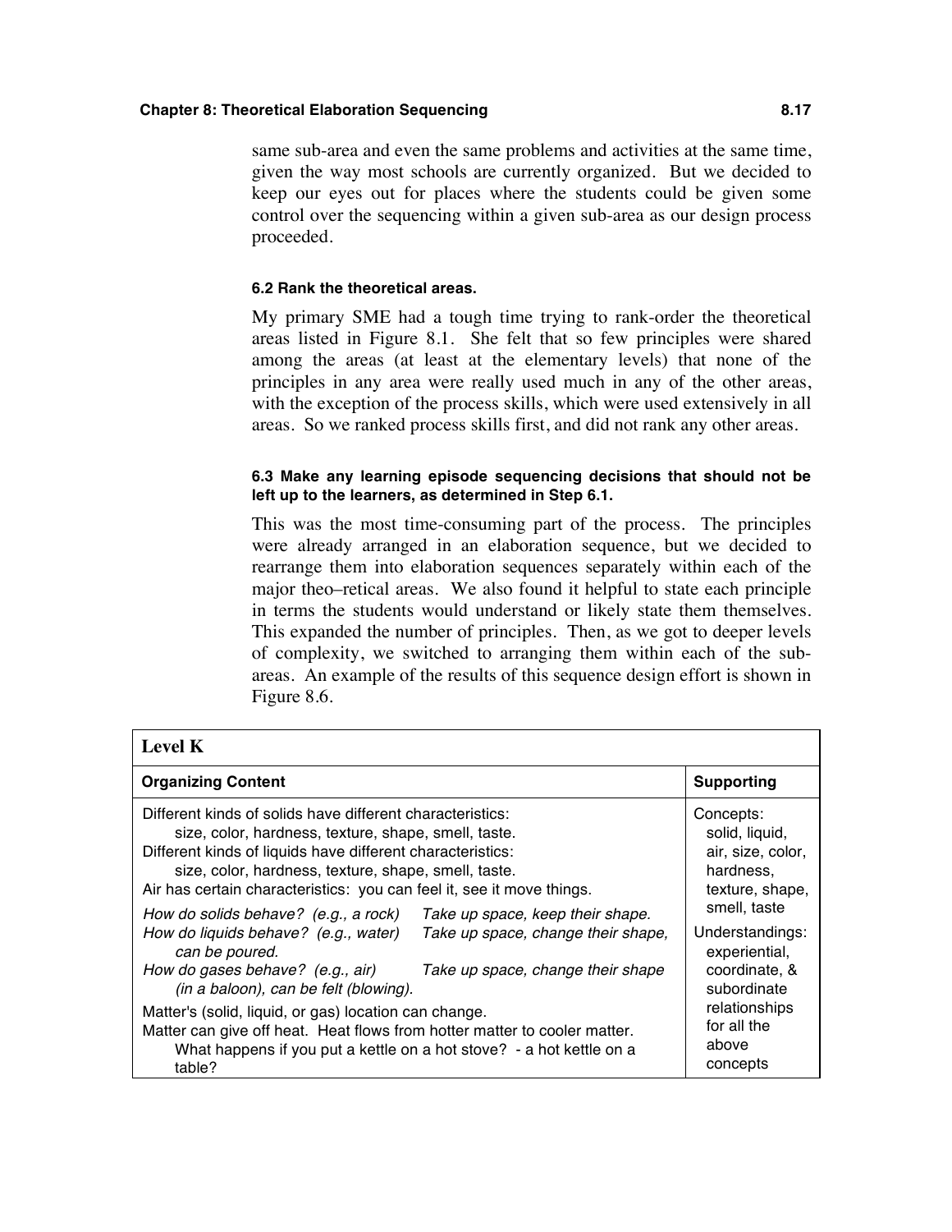same sub-area and even the same problems and activities at the same time, given the way most schools are currently organized. But we decided to keep our eyes out for places where the students could be given some control over the sequencing within a given sub-area as our design process proceeded.

#### 6.2 Rank the theoretical areas.

My primary SME had a tough time trying to rank-order the theoretical areas listed in Figure 8.1. She felt that so few principles were shared among the areas (at least at the elementary levels) that none of the principles in any area were really used much in any of the other areas, with the exception of the process skills, which were used extensively in all areas. So we ranked process skills first, and did not rank any other areas.

#### 6.3 Make any learning episode sequencing decisions that should not be left up to the learners, as determined in Step 6.1.

This was the most time-consuming part of the process. The principles were already arranged in an elaboration sequence, but we decided to rearrange them into elaboration sequences separately within each of the major theo–retical areas. We also found it helpful to state each principle in terms the students would understand or likely state them themselves. This expanded the number of principles. Then, as we got to deeper levels of complexity, we switched to arranging them within each of the sub-areas. An example of the results of this sequence design effort is shown in Figure 8.6.

| **Level K** | |
|---|---|
| **Organizing Content** | **Supporting** |
| Different kinds of solids have different characteristics:<br>size, color, hardness, texture, shape, smell, taste.<br>Different kinds of liquids have different characteristics:<br>size, color, hardness, texture, shape, smell, taste.<br>Air has certain characteristics: you can feel it, see it move things.<br>*How do solids behave? (e.g., a rock)* *Take up space, keep their shape.*<br>*How do liquids behave? (e.g., water)* *Take up space, change their shape, can be poured.*<br>*How do gases behave? (e.g., air)* *Take up space, change their shape (in a baloon), can be felt (blowing).*<br>Matter's (solid, liquid, or gas) location can change.<br>Matter can give off heat. Heat flows from hotter matter to cooler matter.<br>What happens if you put a kettle on a hot stove? - a hot kettle on a table? | Concepts: solid, liquid, air, size, color, hardness, texture, shape, smell, taste<br>Understandings: experiential, coordinate, & subordinate relationships for all the above concepts |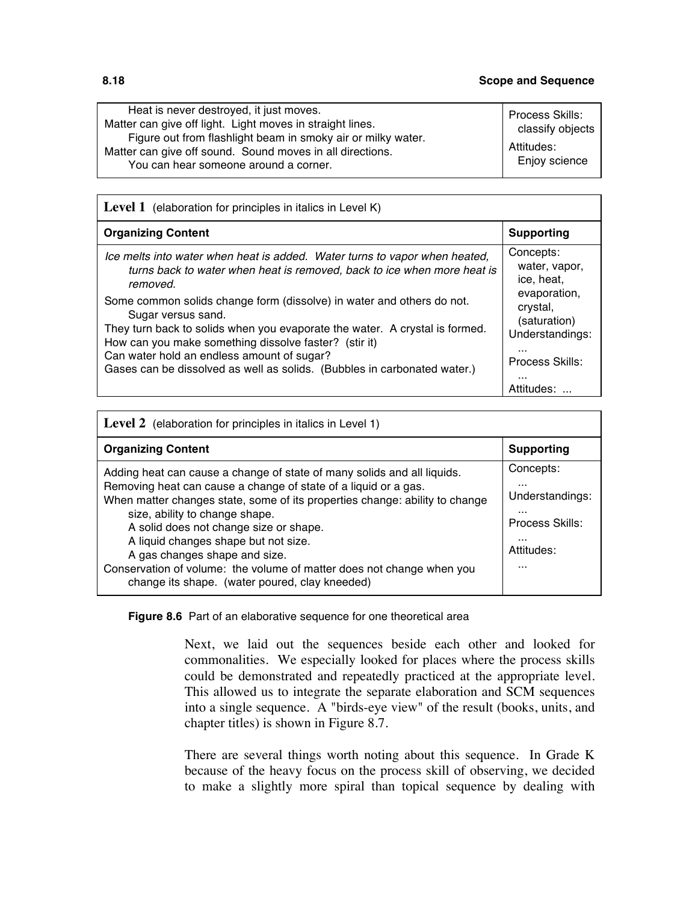| | |
|---|---|
| Heat is never destroyed, it just moves.<br>Matter can give off light. Light moves in straight lines.<br>Figure out from flashlight beam in smoky air or milky water.<br>Matter can give off sound. Sound moves in all directions.<br>You can hear someone around a corner. | Process Skills:<br>classify objects<br>Attitudes:<br>Enjoy science |

**Level 1** (elaboration for principles in italics in Level K)

| Organizing Content | Supporting |
|---|---|
| *Ice melts into water when heat is added. Water turns to vapor when heated, turns back to water when heat is removed, back to ice when more heat is removed.*<br>Some common solids change form (dissolve) in water and others do not.<br>Sugar versus sand.<br>They turn back to solids when you evaporate the water. A crystal is formed.<br>How can you make something dissolve faster? (stir it)<br>Can water hold an endless amount of sugar?<br>Gases can be dissolved as well as solids. (Bubbles in carbonated water.) | Concepts:<br>water, vapor, ice, heat, evaporation, crystal, (saturation)<br>Understandings:<br>...<br>Process Skills:<br>...<br>Attitudes: ... |

**Level 2** (elaboration for principles in italics in Level 1)

| Organizing Content | Supporting |
|---|---|
| Adding heat can cause a change of state of many solids and all liquids.<br>Removing heat can cause a change of state of a liquid or a gas.<br>When matter changes state, some of its properties change: ability to change size, ability to change shape.<br>A solid does not change size or shape.<br>A liquid changes shape but not size.<br>A gas changes shape and size.<br>Conservation of volume: the volume of matter does not change when you change its shape. (water poured, clay kneeded) | Concepts:<br>...<br>Understandings:<br>...<br>Process Skills:<br>...<br>Attitudes:<br>... |

**Figure 8.6** Part of an elaborative sequence for one theoretical area

Next, we laid out the sequences beside each other and looked for commonalities. We especially looked for places where the process skills could be demonstrated and repeatedly practiced at the appropriate level. This allowed us to integrate the separate elaboration and SCM sequences into a single sequence. A "birds-eye view" of the result (books, units, and chapter titles) is shown in Figure 8.7.

There are several things worth noting about this sequence. In Grade K because of the heavy focus on the process skill of observing, we decided to make a slightly more spiral than topical sequence by dealing with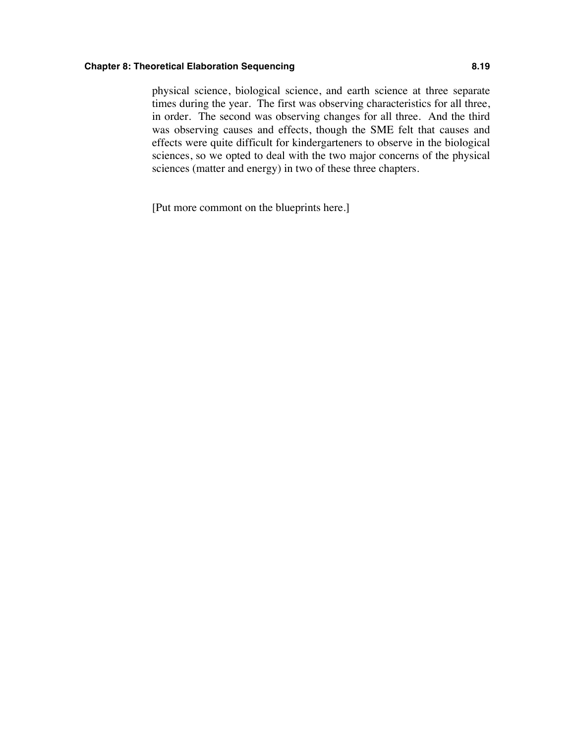physical science, biological science, and earth science at three separate times during the year. The first was observing characteristics for all three, in order. The second was observing changes for all three. And the third was observing causes and effects, though the SME felt that causes and effects were quite difficult for kindergarteners to observe in the biological sciences, so we opted to deal with the two major concerns of the physical sciences (matter and energy) in two of these three chapters.

[Put more commont on the blueprints here.]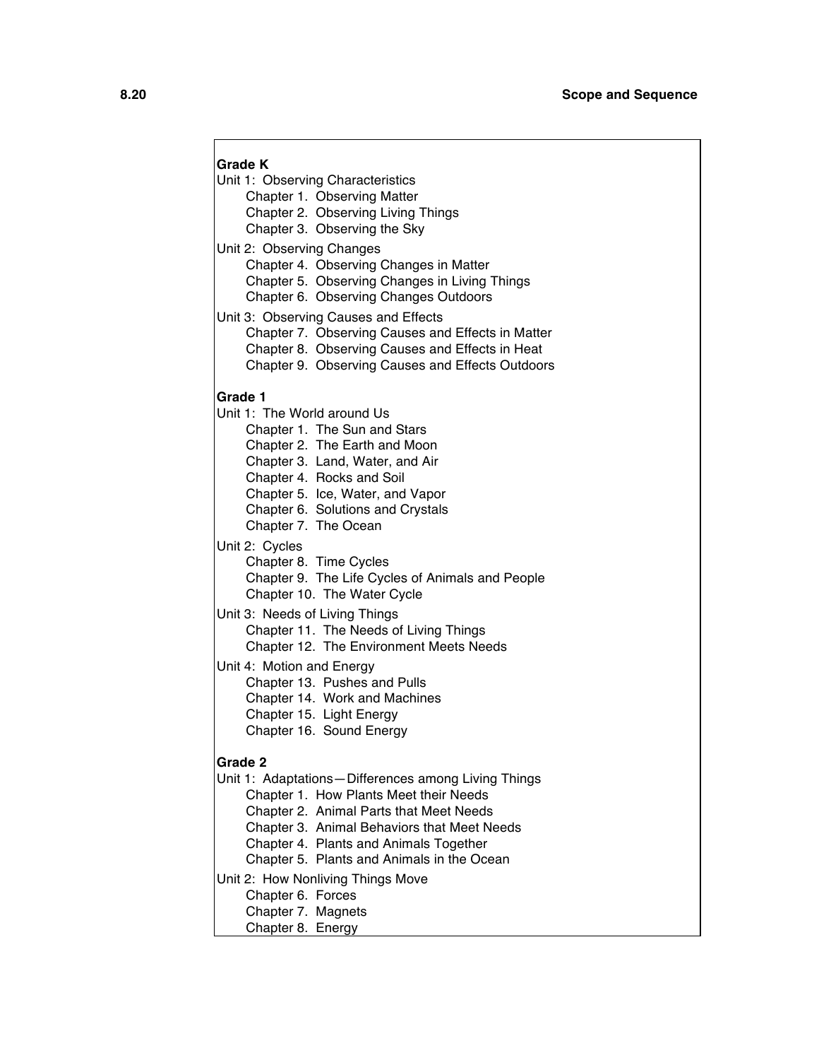**Grade K**

Unit 1: Observing Characteristics

- Chapter 1. Observing Matter
- Chapter 2. Observing Living Things
- Chapter 3. Observing the Sky

Unit 2: Observing Changes

- Chapter 4. Observing Changes in Matter
- Chapter 5. Observing Changes in Living Things
- Chapter 6. Observing Changes Outdoors

Unit 3: Observing Causes and Effects

- Chapter 7. Observing Causes and Effects in Matter
- Chapter 8. Observing Causes and Effects in Heat
- Chapter 9. Observing Causes and Effects Outdoors

**Grade 1**

Unit 1: The World around Us

- Chapter 1. The Sun and Stars
- Chapter 2. The Earth and Moon
- Chapter 3. Land, Water, and Air
- Chapter 4. Rocks and Soil
- Chapter 5. Ice, Water, and Vapor
- Chapter 6. Solutions and Crystals
- Chapter 7. The Ocean

Unit 2: Cycles

- Chapter 8. Time Cycles
- Chapter 9. The Life Cycles of Animals and People
- Chapter 10. The Water Cycle

Unit 3: Needs of Living Things

- Chapter 11. The Needs of Living Things
- Chapter 12. The Environment Meets Needs

Unit 4: Motion and Energy

- Chapter 13. Pushes and Pulls
- Chapter 14. Work and Machines
- Chapter 15. Light Energy
- Chapter 16. Sound Energy

**Grade 2**

Unit 1: Adaptations—Differences among Living Things

- Chapter 1. How Plants Meet their Needs
- Chapter 2. Animal Parts that Meet Needs
- Chapter 3. Animal Behaviors that Meet Needs
- Chapter 4. Plants and Animals Together
- Chapter 5. Plants and Animals in the Ocean

Unit 2: How Nonliving Things Move

- Chapter 6. Forces
- Chapter 7. Magnets
- Chapter 8. Energy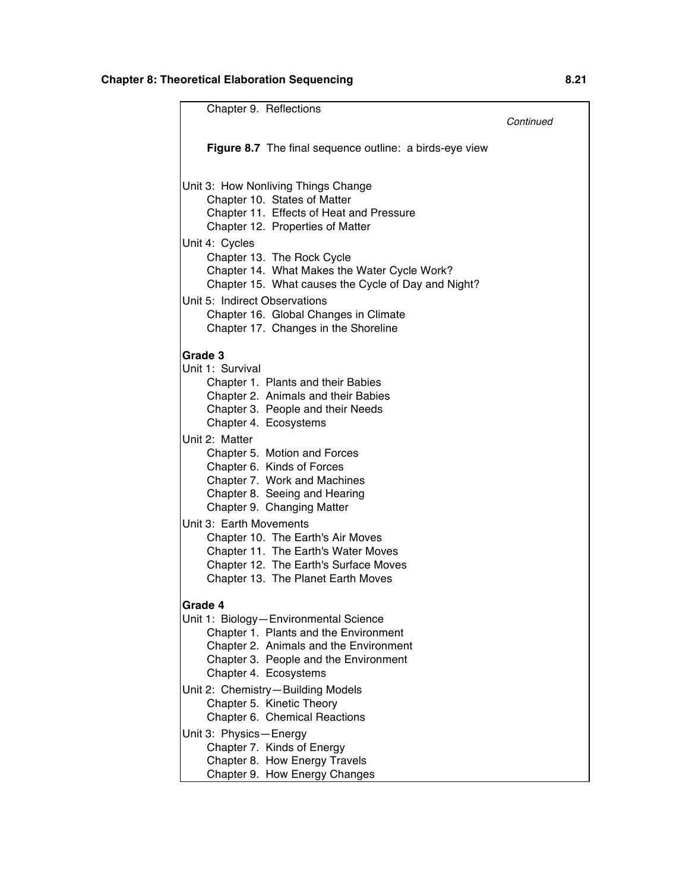Chapter 9. Reflections

*Continued*

**Figure 8.7** The final sequence outline: a birds-eye view

Unit 3: How Nonliving Things Change
- Chapter 10. States of Matter
- Chapter 11. Effects of Heat and Pressure
- Chapter 12. Properties of Matter

Unit 4: Cycles
- Chapter 13. The Rock Cycle
- Chapter 14. What Makes the Water Cycle Work?
- Chapter 15. What causes the Cycle of Day and Night?

Unit 5: Indirect Observations
- Chapter 16. Global Changes in Climate
- Chapter 17. Changes in the Shoreline

**Grade 3**

Unit 1: Survival
- Chapter 1. Plants and their Babies
- Chapter 2. Animals and their Babies
- Chapter 3. People and their Needs
- Chapter 4. Ecosystems

Unit 2: Matter
- Chapter 5. Motion and Forces
- Chapter 6. Kinds of Forces
- Chapter 7. Work and Machines
- Chapter 8. Seeing and Hearing
- Chapter 9. Changing Matter

Unit 3: Earth Movements
- Chapter 10. The Earth's Air Moves
- Chapter 11. The Earth's Water Moves
- Chapter 12. The Earth's Surface Moves
- Chapter 13. The Planet Earth Moves

**Grade 4**

Unit 1: Biology—Environmental Science
- Chapter 1. Plants and the Environment
- Chapter 2. Animals and the Environment
- Chapter 3. People and the Environment
- Chapter 4. Ecosystems

Unit 2: Chemistry—Building Models
- Chapter 5. Kinetic Theory
- Chapter 6. Chemical Reactions

Unit 3: Physics—Energy
- Chapter 7. Kinds of Energy
- Chapter 8. How Energy Travels
- Chapter 9. How Energy Changes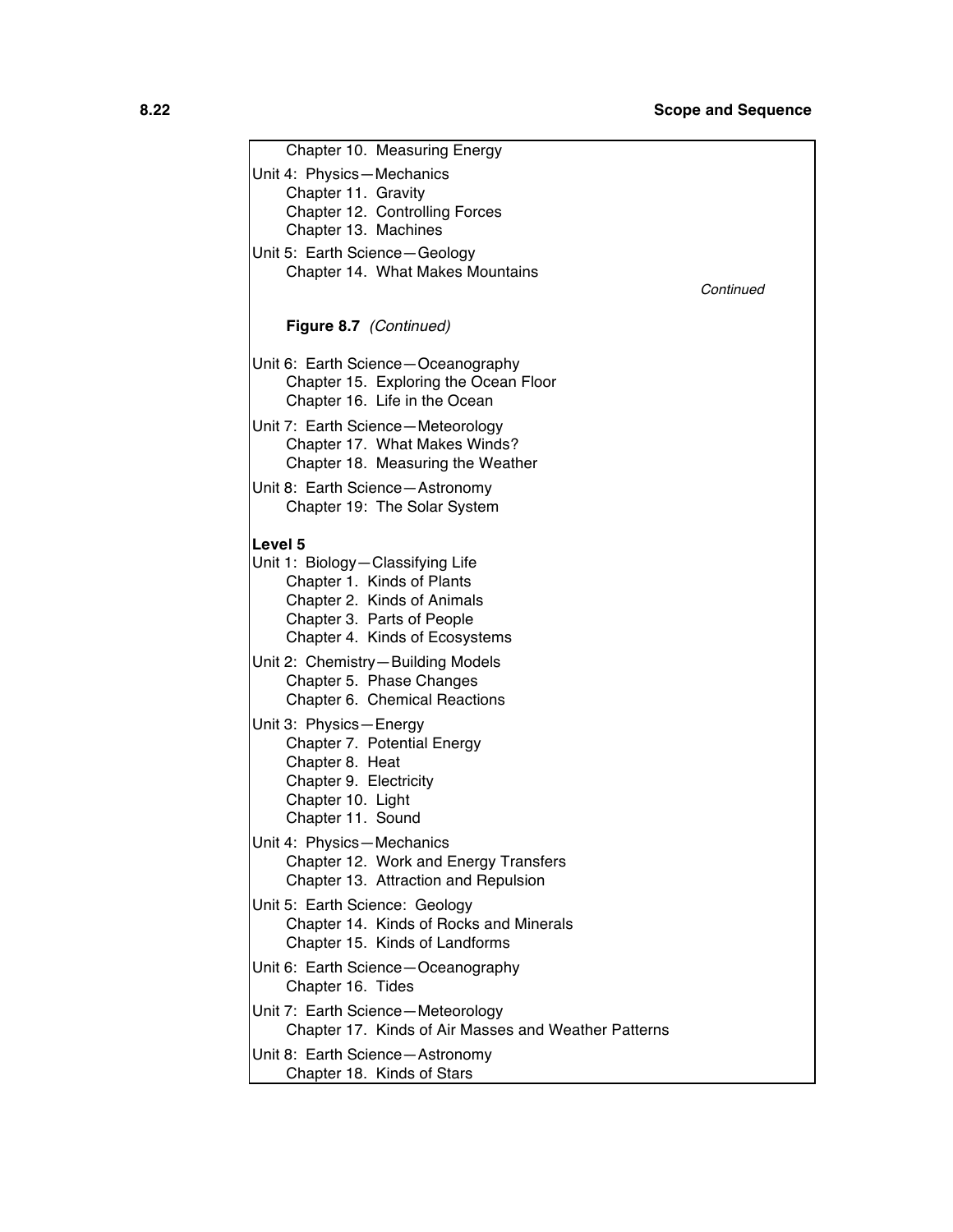Chapter 10. Measuring Energy

Unit 4: Physics—Mechanics
- Chapter 11. Gravity
- Chapter 12. Controlling Forces
- Chapter 13. Machines

Unit 5: Earth Science—Geology
- Chapter 14. What Makes Mountains

*Continued*

**Figure 8.7** *(Continued)*

Unit 6: Earth Science—Oceanography
- Chapter 15. Exploring the Ocean Floor
- Chapter 16. Life in the Ocean

Unit 7: Earth Science—Meteorology
- Chapter 17. What Makes Winds?
- Chapter 18. Measuring the Weather

Unit 8: Earth Science—Astronomy
- Chapter 19: The Solar System

**Level 5**

Unit 1: Biology—Classifying Life
- Chapter 1. Kinds of Plants
- Chapter 2. Kinds of Animals
- Chapter 3. Parts of People
- Chapter 4. Kinds of Ecosystems

Unit 2: Chemistry—Building Models
- Chapter 5. Phase Changes
- Chapter 6. Chemical Reactions

Unit 3: Physics—Energy
- Chapter 7. Potential Energy
- Chapter 8. Heat
- Chapter 9. Electricity
- Chapter 10. Light
- Chapter 11. Sound

Unit 4: Physics—Mechanics
- Chapter 12. Work and Energy Transfers
- Chapter 13. Attraction and Repulsion

Unit 5: Earth Science: Geology
- Chapter 14. Kinds of Rocks and Minerals
- Chapter 15. Kinds of Landforms

Unit 6: Earth Science—Oceanography
- Chapter 16. Tides

Unit 7: Earth Science—Meteorology
- Chapter 17. Kinds of Air Masses and Weather Patterns

Unit 8: Earth Science—Astronomy
- Chapter 18. Kinds of Stars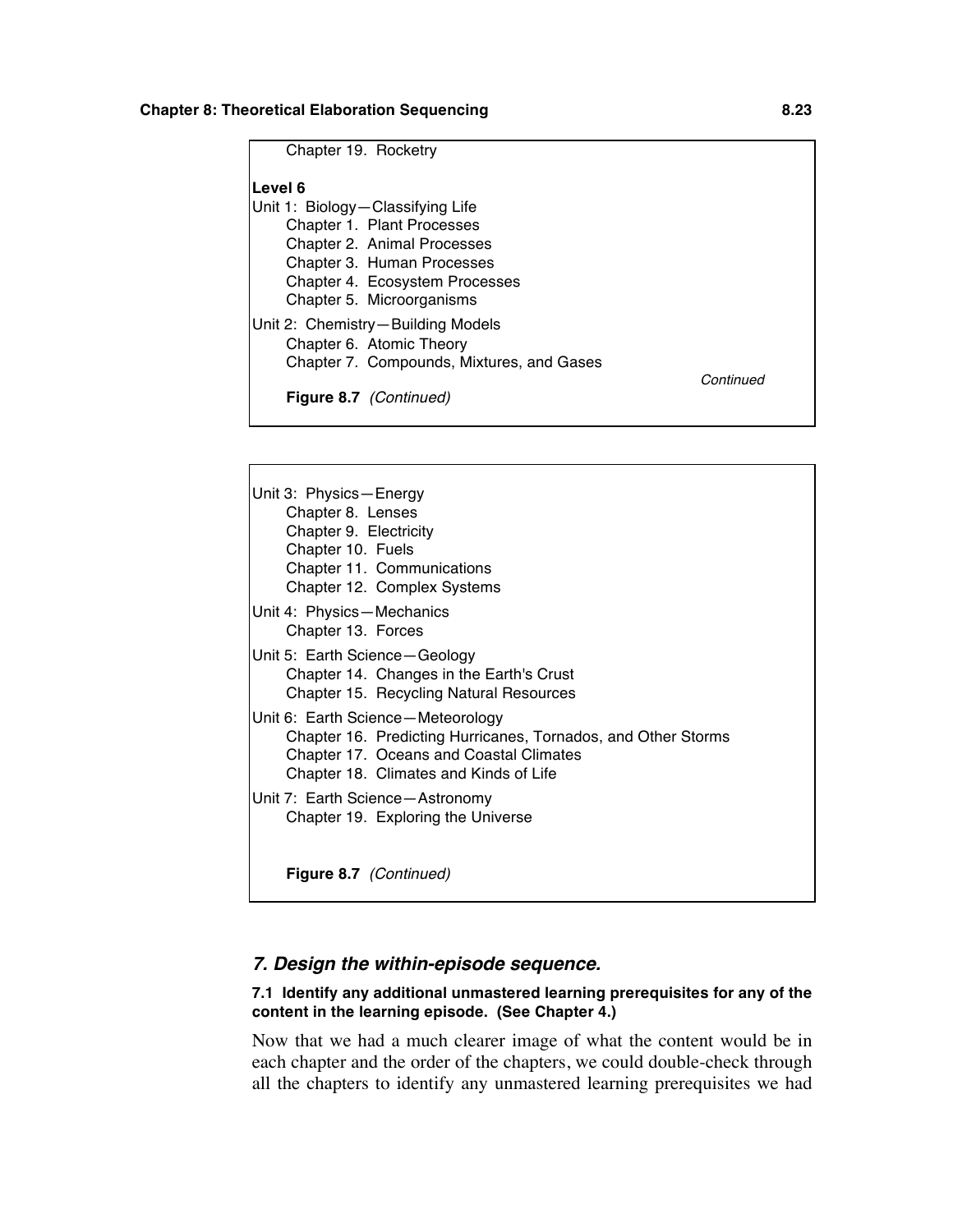Chapter 19. Rocketry

**Level 6**

Unit 1: Biology—Classifying Life
- Chapter 1. Plant Processes
- Chapter 2. Animal Processes
- Chapter 3. Human Processes
- Chapter 4. Ecosystem Processes
- Chapter 5. Microorganisms

Unit 2: Chemistry—Building Models
- Chapter 6. Atomic Theory
- Chapter 7. Compounds, Mixtures, and Gases

*Continued*

**Figure 8.7** *(Continued)*

Unit 3: Physics—Energy
- Chapter 8. Lenses
- Chapter 9. Electricity
- Chapter 10. Fuels
- Chapter 11. Communications
- Chapter 12. Complex Systems

Unit 4: Physics—Mechanics
- Chapter 13. Forces

Unit 5: Earth Science—Geology
- Chapter 14. Changes in the Earth's Crust
- Chapter 15. Recycling Natural Resources

Unit 6: Earth Science—Meteorology
- Chapter 16. Predicting Hurricanes, Tornados, and Other Storms
- Chapter 17. Oceans and Coastal Climates
- Chapter 18. Climates and Kinds of Life

Unit 7: Earth Science—Astronomy
- Chapter 19. Exploring the Universe

**Figure 8.7** *(Continued)*

## *7. Design the within-episode sequence.*

### 7.1 Identify any additional unmastered learning prerequisites for any of the content in the learning episode. (See Chapter 4.)

Now that we had a much clearer image of what the content would be in each chapter and the order of the chapters, we could double-check through all the chapters to identify any unmastered learning prerequisites we had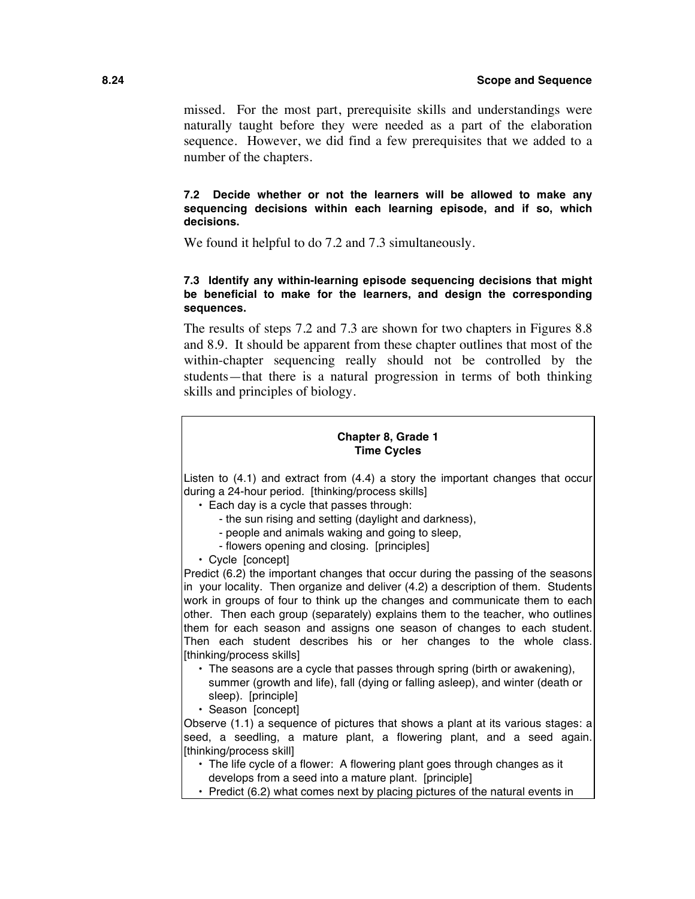missed. For the most part, prerequisite skills and understandings were naturally taught before they were needed as a part of the elaboration sequence. However, we did find a few prerequisites that we added to a number of the chapters.

**7.2 Decide whether or not the learners will be allowed to make any sequencing decisions within each learning episode, and if so, which decisions.**

We found it helpful to do 7.2 and 7.3 simultaneously.

**7.3 Identify any within-learning episode sequencing decisions that might be beneficial to make for the learners, and design the corresponding sequences.**

The results of steps 7.2 and 7.3 are shown for two chapters in Figures 8.8 and 8.9. It should be apparent from these chapter outlines that most of the within-chapter sequencing really should not be controlled by the students—that there is a natural progression in terms of both thinking skills and principles of biology.

**Chapter 8, Grade 1**
**Time Cycles**

Listen to (4.1) and extract from (4.4) a story the important changes that occur during a 24-hour period. [thinking/process skills]

- Each day is a cycle that passes through:
  - the sun rising and setting (daylight and darkness),
  - people and animals waking and going to sleep,
  - flowers opening and closing. [principles]
- Cycle [concept]

Predict (6.2) the important changes that occur during the passing of the seasons in your locality. Then organize and deliver (4.2) a description of them. Students work in groups of four to think up the changes and communicate them to each other. Then each group (separately) explains them to the teacher, who outlines them for each season and assigns one season of changes to each student. Then each student describes his or her changes to the whole class. [thinking/process skills]

- The seasons are a cycle that passes through spring (birth or awakening), summer (growth and life), fall (dying or falling asleep), and winter (death or sleep). [principle]
- Season [concept]

Observe (1.1) a sequence of pictures that shows a plant at its various stages: a seed, a seedling, a mature plant, a flowering plant, and a seed again. [thinking/process skill]

- The life cycle of a flower: A flowering plant goes through changes as it develops from a seed into a mature plant. [principle]
- Predict (6.2) what comes next by placing pictures of the natural events in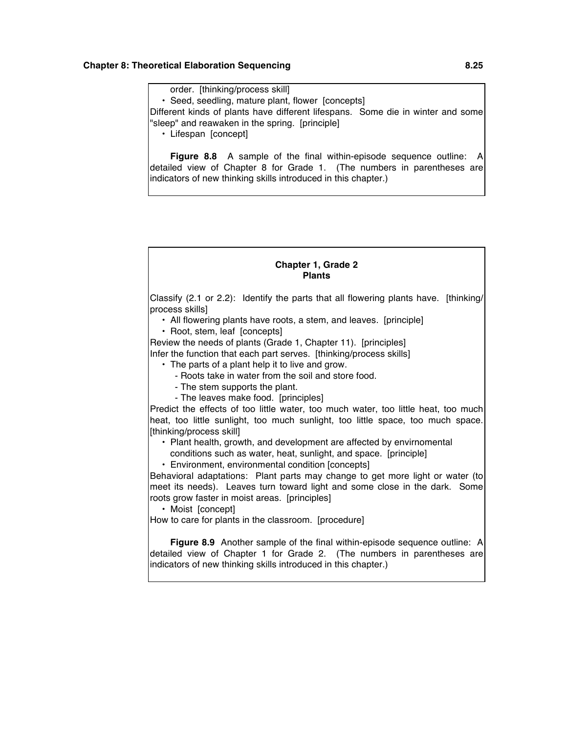order. [thinking/process skill]

- Seed, seedling, mature plant, flower [concepts]

Different kinds of plants have different lifespans. Some die in winter and some "sleep" and reawaken in the spring. [principle]

- Lifespan [concept]

**Figure 8.8** A sample of the final within-episode sequence outline: A detailed view of Chapter 8 for Grade 1. (The numbers in parentheses are indicators of new thinking skills introduced in this chapter.)

**Chapter 1, Grade 2**
**Plants**

Classify (2.1 or 2.2): Identify the parts that all flowering plants have. [thinking/process skills]

- All flowering plants have roots, a stem, and leaves. [principle]
- Root, stem, leaf [concepts]

Review the needs of plants (Grade 1, Chapter 11). [principles]

Infer the function that each part serves. [thinking/process skills]

- The parts of a plant help it to live and grow.
    - Roots take in water from the soil and store food.
    - The stem supports the plant.
    - The leaves make food. [principles]

Predict the effects of too little water, too much water, too little heat, too much heat, too little sunlight, too much sunlight, too little space, too much space. [thinking/process skill]

- Plant health, growth, and development are affected by envirnomental conditions such as water, heat, sunlight, and space. [principle]
- Environment, environmental condition [concepts]

Behavioral adaptations: Plant parts may change to get more light or water (to meet its needs). Leaves turn toward light and some close in the dark. Some roots grow faster in moist areas. [principles]

- Moist [concept]

How to care for plants in the classroom. [procedure]

**Figure 8.9** Another sample of the final within-episode sequence outline: A detailed view of Chapter 1 for Grade 2. (The numbers in parentheses are indicators of new thinking skills introduced in this chapter.)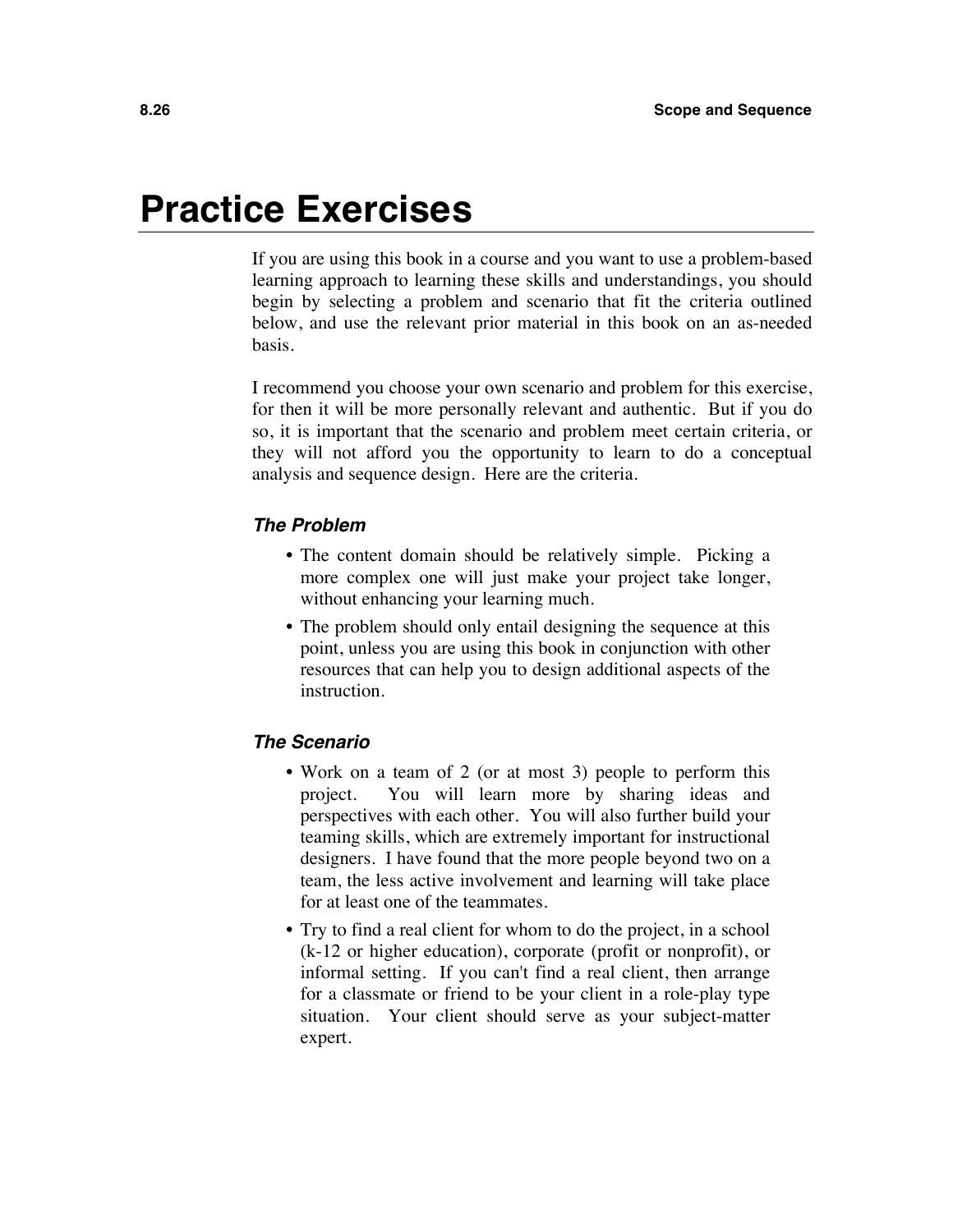# Practice Exercises

If you are using this book in a course and you want to use a problem-based learning approach to learning these skills and understandings, you should begin by selecting a problem and scenario that fit the criteria outlined below, and use the relevant prior material in this book on an as-needed basis.

I recommend you choose your own scenario and problem for this exercise, for then it will be more personally relevant and authentic. But if you do so, it is important that the scenario and problem meet certain criteria, or they will not afford you the opportunity to learn to do a conceptual analysis and sequence design. Here are the criteria.

### *The Problem*

- The content domain should be relatively simple. Picking a more complex one will just make your project take longer, without enhancing your learning much.
- The problem should only entail designing the sequence at this point, unless you are using this book in conjunction with other resources that can help you to design additional aspects of the instruction.

### *The Scenario*

- Work on a team of 2 (or at most 3) people to perform this project. You will learn more by sharing ideas and perspectives with each other. You will also further build your teaming skills, which are extremely important for instructional designers. I have found that the more people beyond two on a team, the less active involvement and learning will take place for at least one of the teammates.
- Try to find a real client for whom to do the project, in a school (k-12 or higher education), corporate (profit or nonprofit), or informal setting. If you can't find a real client, then arrange for a classmate or friend to be your client in a role-play type situation. Your client should serve as your subject-matter expert.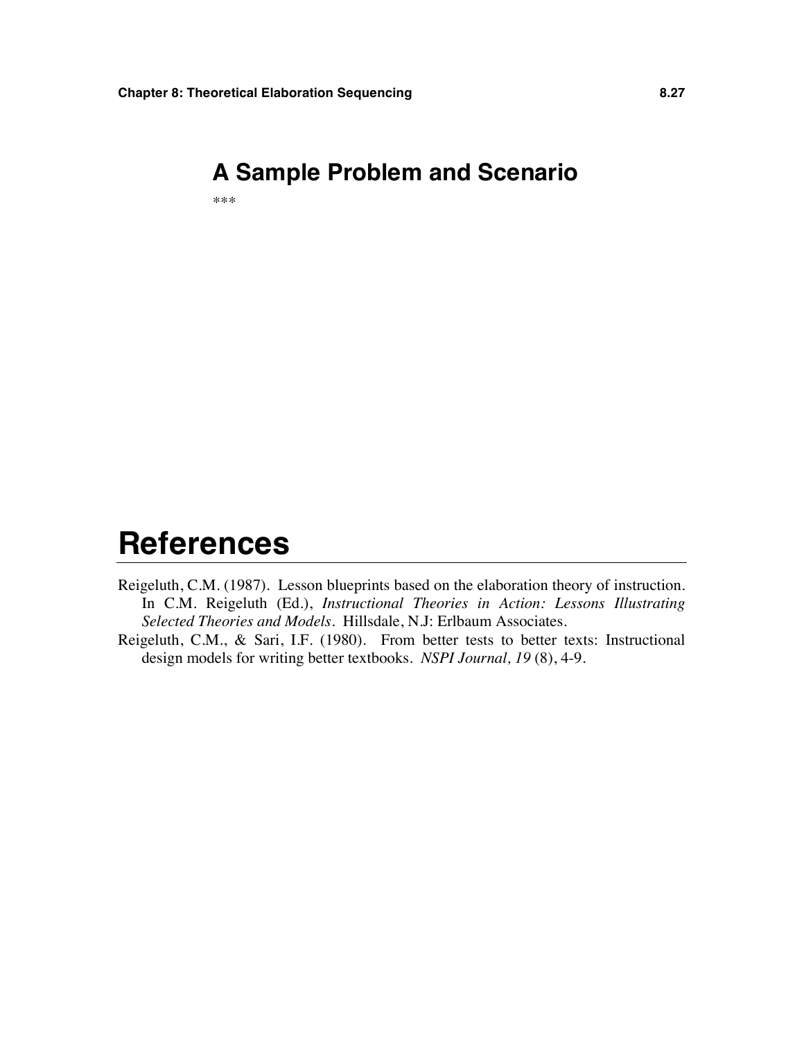## A Sample Problem and Scenario

***

# References

Reigeluth, C.M. (1987). Lesson blueprints based on the elaboration theory of instruction. In C.M. Reigeluth (Ed.), *Instructional Theories in Action: Lessons Illustrating Selected Theories and Models*. Hillsdale, N.J: Erlbaum Associates.

Reigeluth, C.M., & Sari, I.F. (1980). From better tests to better texts: Instructional design models for writing better textbooks. *NSPI Journal, 19* (8), 4-9.